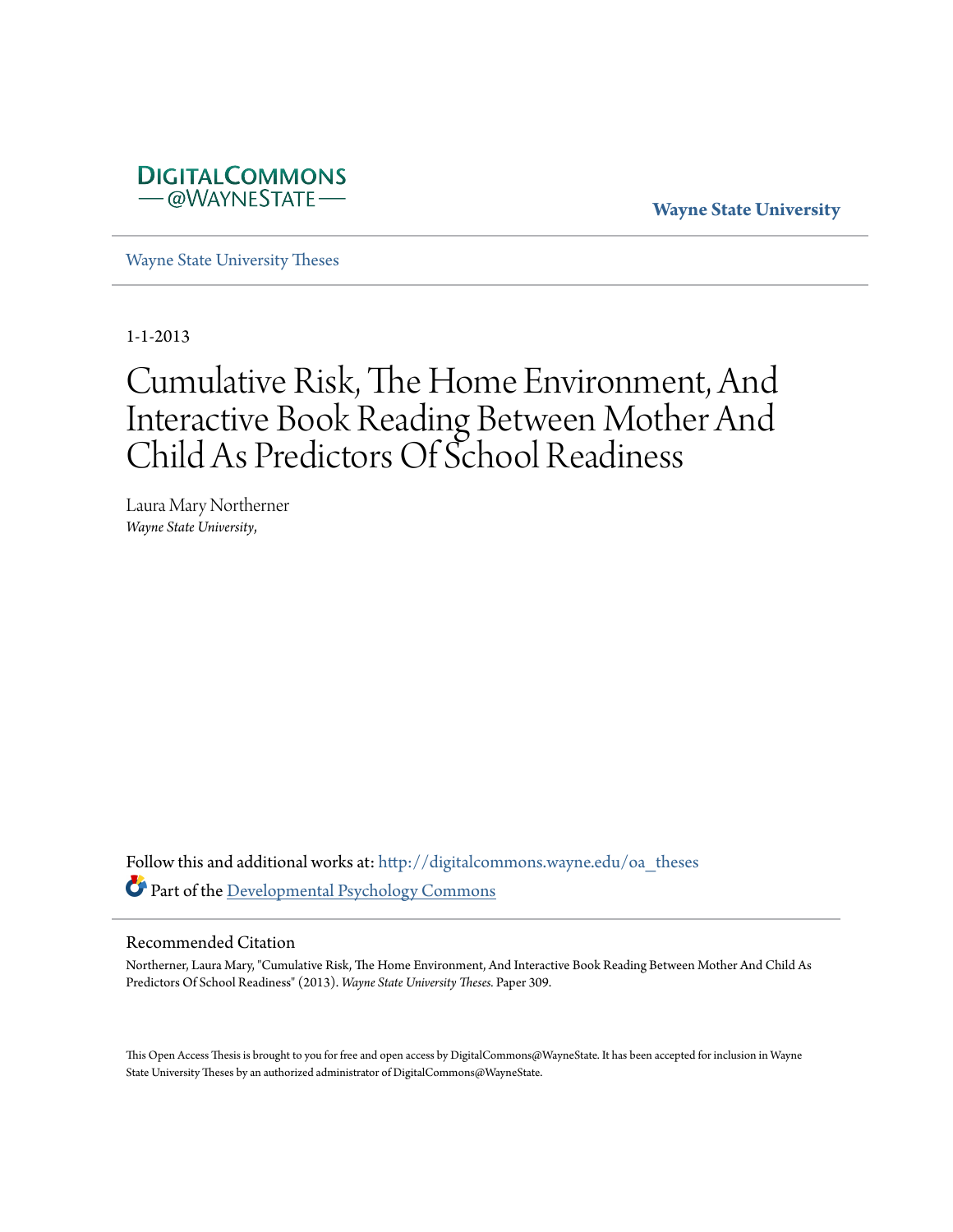DigitalCommons@WayneState

Wayne State University

Wayne State University Theses

1-1-2013

# Cumulative Risk, The Home Environment, And Interactive Book Reading Between Mother And Child As Predictors Of School Readiness

Laura Mary Northerner
*Wayne State University,*

Follow this and additional works at: http://digitalcommons.wayne.edu/oa_theses

Part of the Developmental Psychology Commons

## Recommended Citation

Northerner, Laura Mary, "Cumulative Risk, The Home Environment, And Interactive Book Reading Between Mother And Child As Predictors Of School Readiness" (2013). *Wayne State University Theses.* Paper 309.

This Open Access Thesis is brought to you for free and open access by DigitalCommons@WayneState. It has been accepted for inclusion in Wayne State University Theses by an authorized administrator of DigitalCommons@WayneState.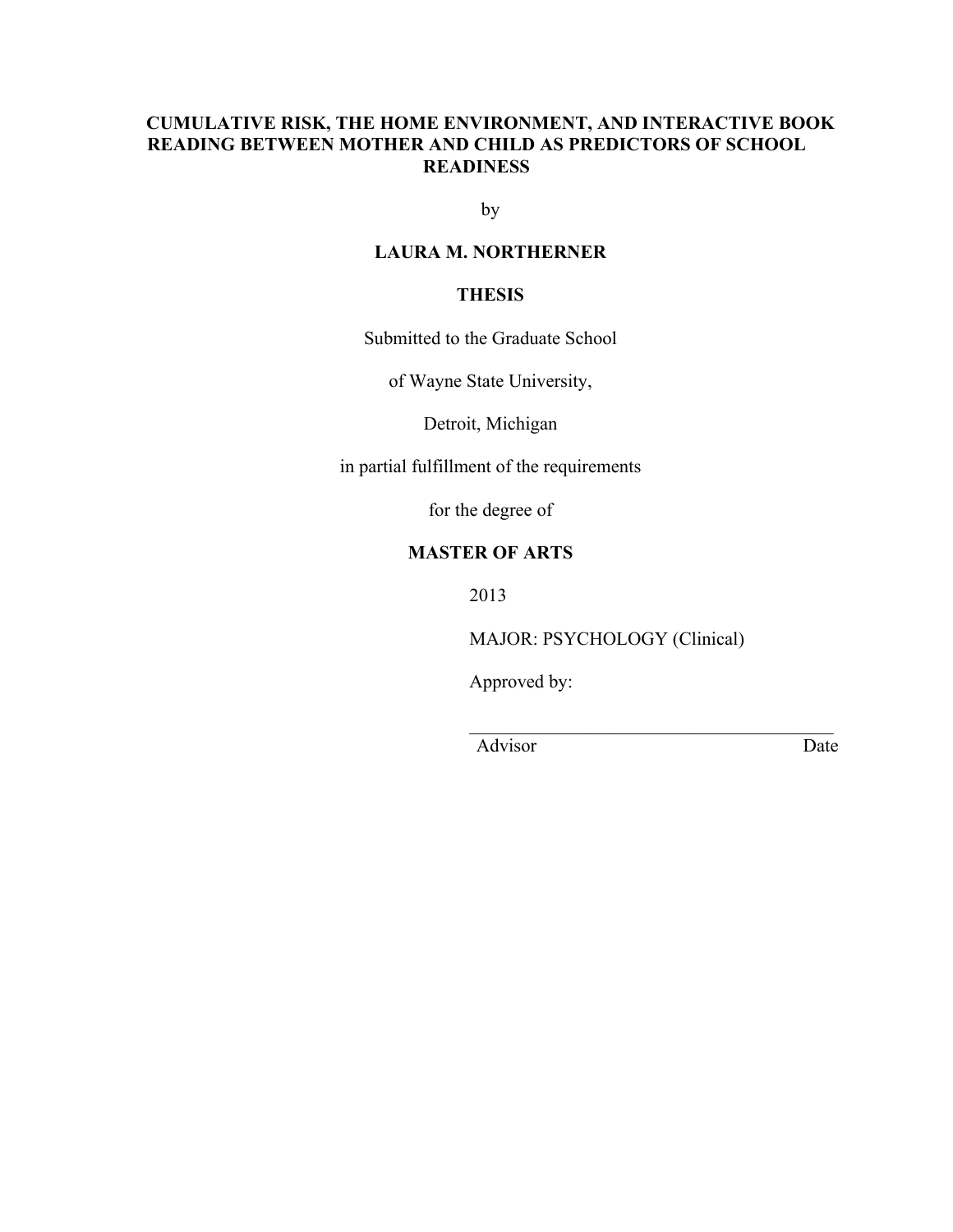**CUMULATIVE RISK, THE HOME ENVIRONMENT, AND INTERACTIVE BOOK READING BETWEEN MOTHER AND CHILD AS PREDICTORS OF SCHOOL READINESS**

by

**LAURA M. NORTHERNER**

**THESIS**

Submitted to the Graduate School

of Wayne State University,

Detroit, Michigan

in partial fulfillment of the requirements

for the degree of

**MASTER OF ARTS**

2013

MAJOR: PSYCHOLOGY (Clinical)

Approved by:

\_\_\_\_\_\_\_\_\_\_\_\_\_\_\_\_\_\_\_\_\_\_\_\_\_\_\_\_\_\_\_\_\_\_\_\_\_\_\_\_

Advisor                                        Date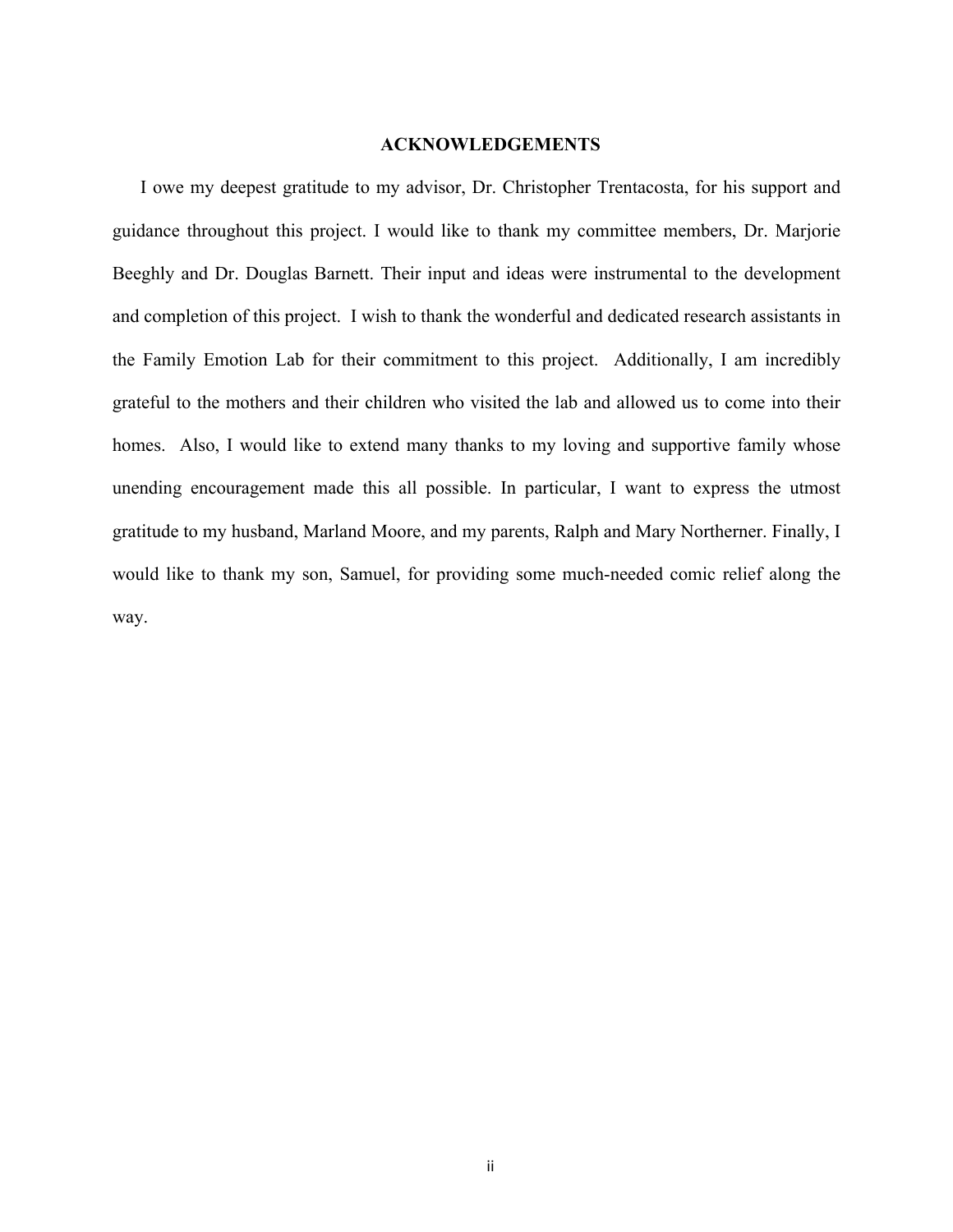## ACKNOWLEDGEMENTS

I owe my deepest gratitude to my advisor, Dr. Christopher Trentacosta, for his support and guidance throughout this project. I would like to thank my committee members, Dr. Marjorie Beeghly and Dr. Douglas Barnett. Their input and ideas were instrumental to the development and completion of this project. I wish to thank the wonderful and dedicated research assistants in the Family Emotion Lab for their commitment to this project. Additionally, I am incredibly grateful to the mothers and their children who visited the lab and allowed us to come into their homes. Also, I would like to extend many thanks to my loving and supportive family whose unending encouragement made this all possible. In particular, I want to express the utmost gratitude to my husband, Marland Moore, and my parents, Ralph and Mary Northerner. Finally, I would like to thank my son, Samuel, for providing some much-needed comic relief along the way.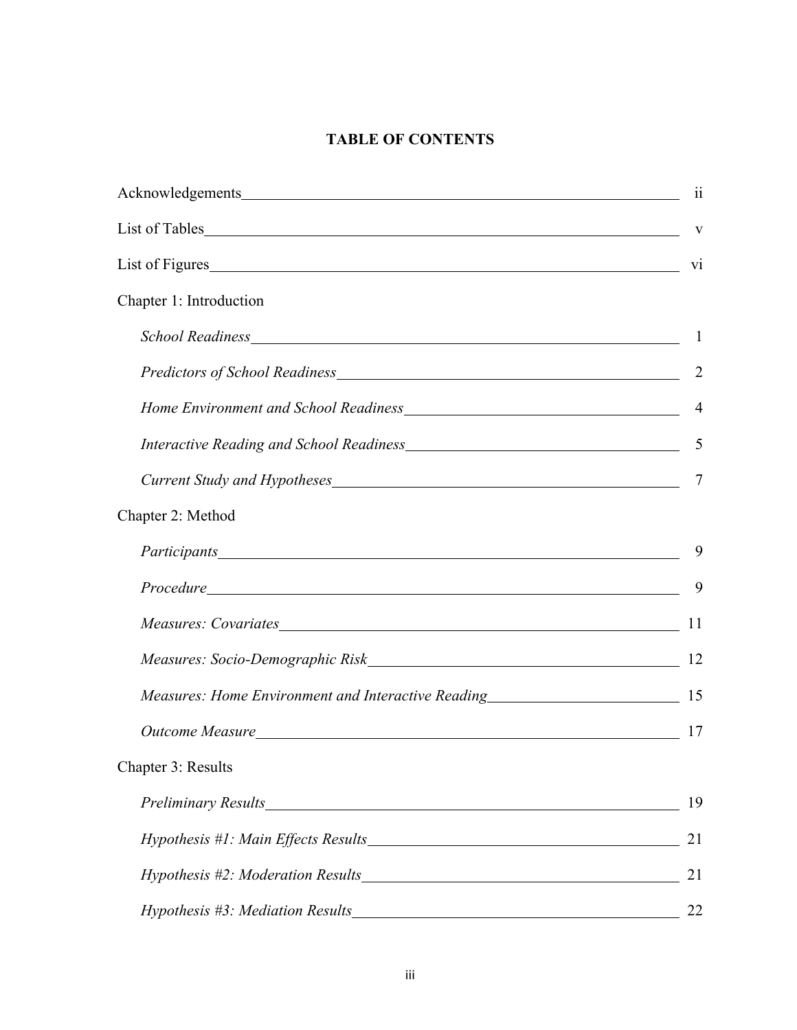# TABLE OF CONTENTS

| | |
|---|---|
| Acknowledgements | ii |
| List of Tables | v |
| List of Figures | vi |
| Chapter 1: Introduction | |
| *School Readiness* | 1 |
| *Predictors of School Readiness* | 2 |
| *Home Environment and School Readiness* | 4 |
| *Interactive Reading and School Readiness* | 5 |
| *Current Study and Hypotheses* | 7 |
| Chapter 2: Method | |
| *Participants* | 9 |
| *Procedure* | 9 |
| *Measures: Covariates* | 11 |
| *Measures: Socio-Demographic Risk* | 12 |
| *Measures: Home Environment and Interactive Reading* | 15 |
| *Outcome Measure* | 17 |
| Chapter 3: Results | |
| *Preliminary Results* | 19 |
| *Hypothesis #1: Main Effects Results* | 21 |
| *Hypothesis #2: Moderation Results* | 21 |
| *Hypothesis #3: Mediation Results* | 22 |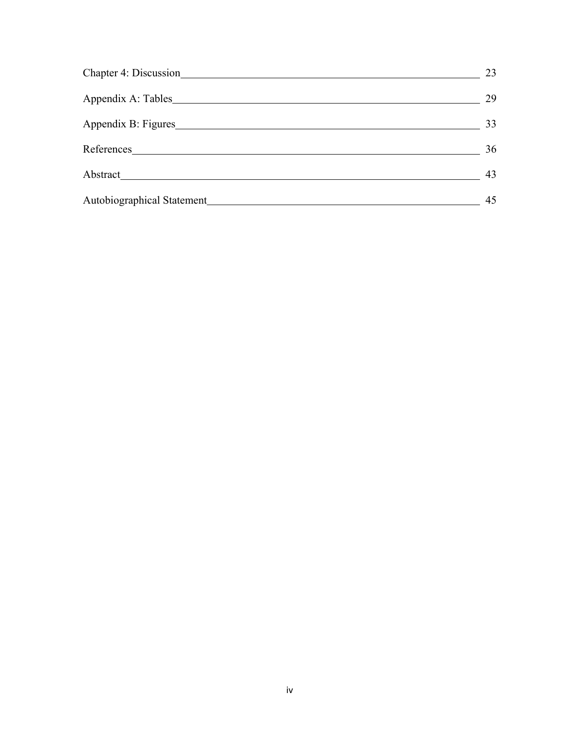| | |
|---|---|
| Chapter 4: Discussion | 23 |
| Appendix A: Tables | 29 |
| Appendix B: Figures | 33 |
| References | 36 |
| Abstract | 43 |
| Autobiographical Statement | 45 |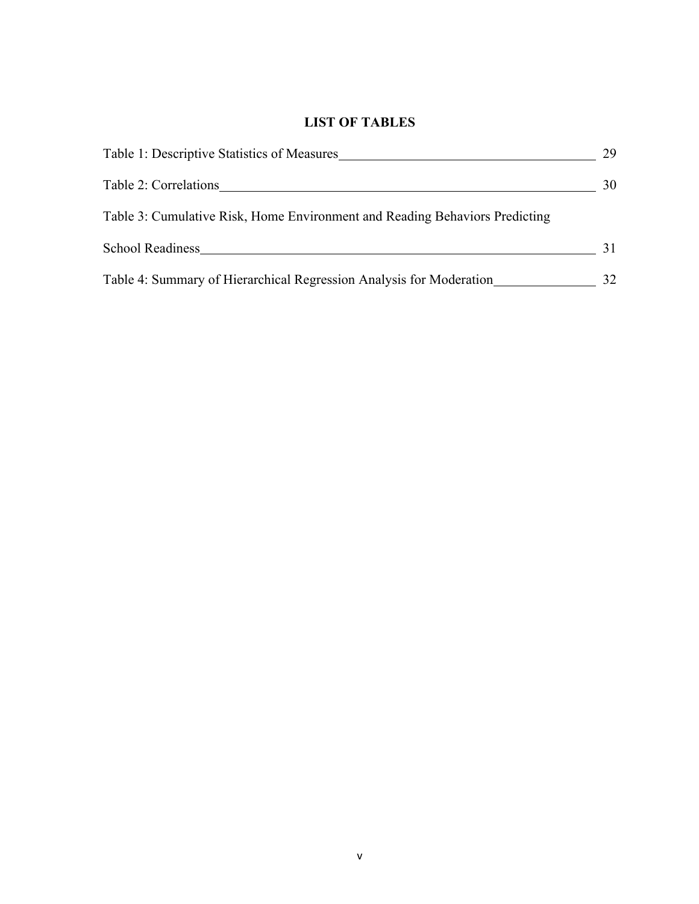# LIST OF TABLES

Table 1: Descriptive Statistics of Measures 29

Table 2: Correlations 30

Table 3: Cumulative Risk, Home Environment and Reading Behaviors Predicting School Readiness 31

Table 4: Summary of Hierarchical Regression Analysis for Moderation 32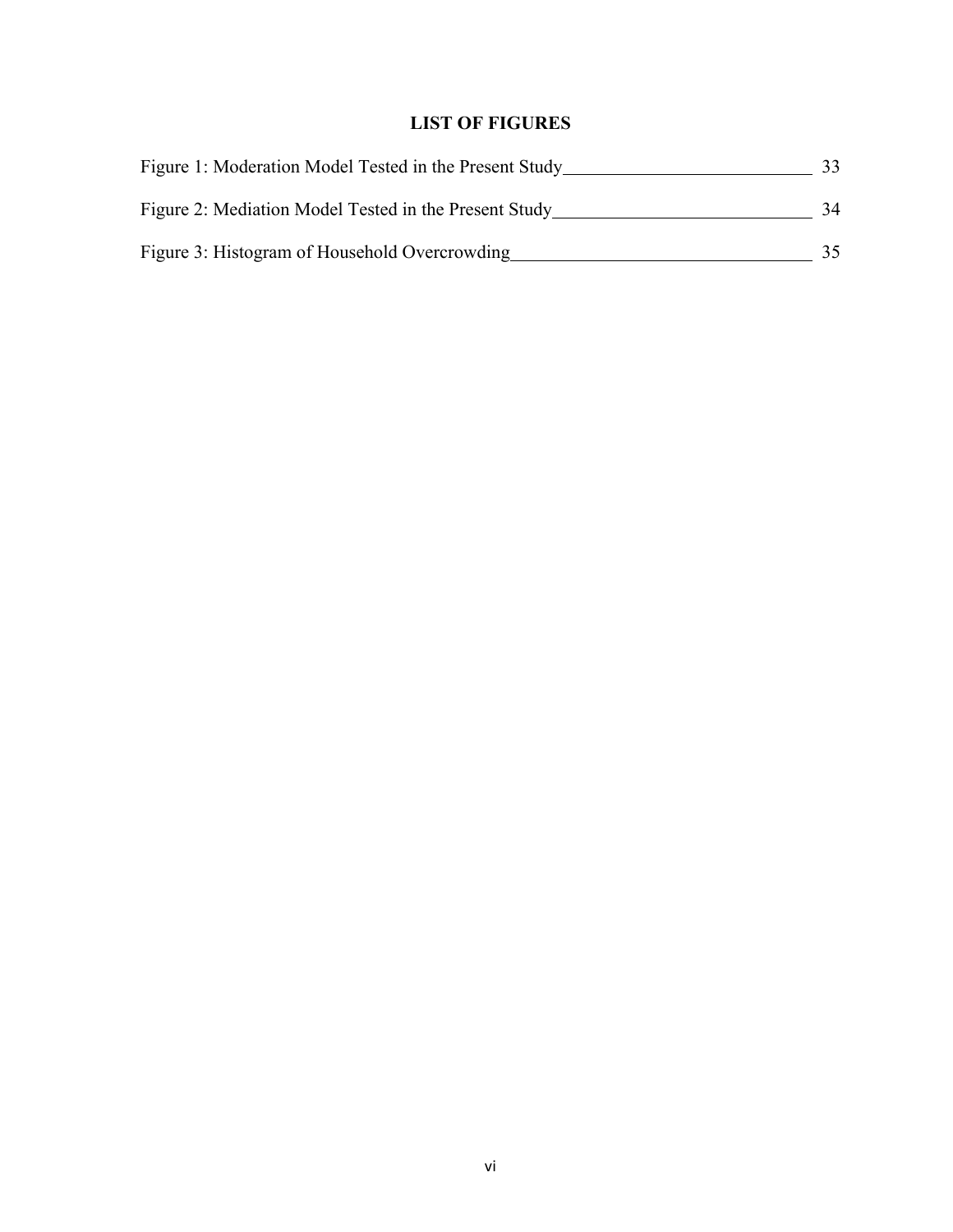# LIST OF FIGURES

| | |
|---|---|
| Figure 1: Moderation Model Tested in the Present Study | 33 |
| Figure 2: Mediation Model Tested in the Present Study | 34 |
| Figure 3: Histogram of Household Overcrowding | 35 |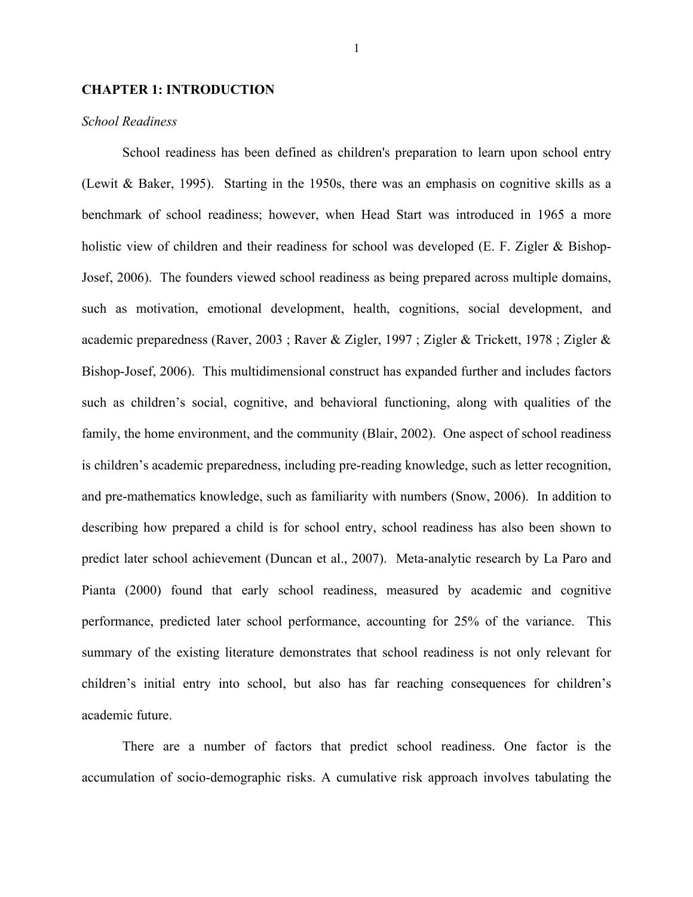# CHAPTER 1: INTRODUCTION

*School Readiness*

School readiness has been defined as children's preparation to learn upon school entry (Lewit & Baker, 1995). Starting in the 1950s, there was an emphasis on cognitive skills as a benchmark of school readiness; however, when Head Start was introduced in 1965 a more holistic view of children and their readiness for school was developed (E. F. Zigler & Bishop-Josef, 2006). The founders viewed school readiness as being prepared across multiple domains, such as motivation, emotional development, health, cognitions, social development, and academic preparedness (Raver, 2003 ; Raver & Zigler, 1997 ; Zigler & Trickett, 1978 ; Zigler & Bishop-Josef, 2006). This multidimensional construct has expanded further and includes factors such as children's social, cognitive, and behavioral functioning, along with qualities of the family, the home environment, and the community (Blair, 2002). One aspect of school readiness is children's academic preparedness, including pre-reading knowledge, such as letter recognition, and pre-mathematics knowledge, such as familiarity with numbers (Snow, 2006). In addition to describing how prepared a child is for school entry, school readiness has also been shown to predict later school achievement (Duncan et al., 2007). Meta-analytic research by La Paro and Pianta (2000) found that early school readiness, measured by academic and cognitive performance, predicted later school performance, accounting for 25% of the variance. This summary of the existing literature demonstrates that school readiness is not only relevant for children's initial entry into school, but also has far reaching consequences for children's academic future.

There are a number of factors that predict school readiness. One factor is the accumulation of socio-demographic risks. A cumulative risk approach involves tabulating the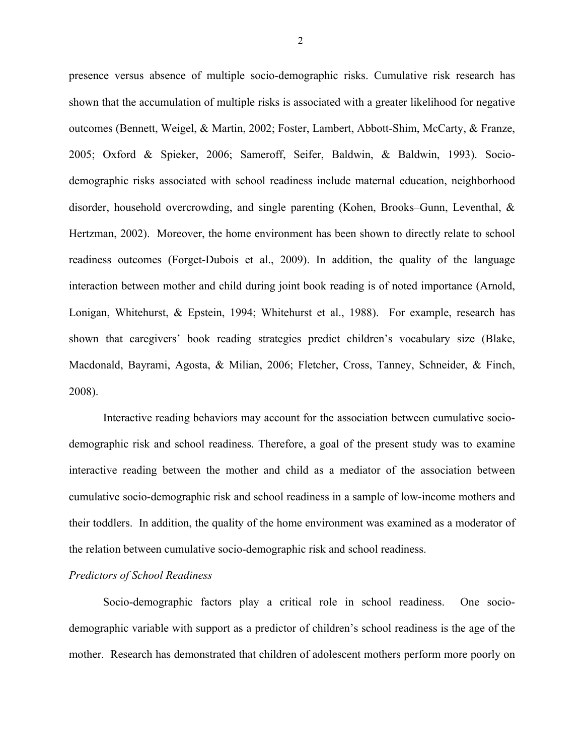presence versus absence of multiple socio-demographic risks. Cumulative risk research has shown that the accumulation of multiple risks is associated with a greater likelihood for negative outcomes (Bennett, Weigel, & Martin, 2002; Foster, Lambert, Abbott-Shim, McCarty, & Franze, 2005; Oxford & Spieker, 2006; Sameroff, Seifer, Baldwin, & Baldwin, 1993). Socio-demographic risks associated with school readiness include maternal education, neighborhood disorder, household overcrowding, and single parenting (Kohen, Brooks–Gunn, Leventhal, & Hertzman, 2002). Moreover, the home environment has been shown to directly relate to school readiness outcomes (Forget-Dubois et al., 2009). In addition, the quality of the language interaction between mother and child during joint book reading is of noted importance (Arnold, Lonigan, Whitehurst, & Epstein, 1994; Whitehurst et al., 1988). For example, research has shown that caregivers' book reading strategies predict children's vocabulary size (Blake, Macdonald, Bayrami, Agosta, & Milian, 2006; Fletcher, Cross, Tanney, Schneider, & Finch, 2008).

Interactive reading behaviors may account for the association between cumulative socio-demographic risk and school readiness. Therefore, a goal of the present study was to examine interactive reading between the mother and child as a mediator of the association between cumulative socio-demographic risk and school readiness in a sample of low-income mothers and their toddlers. In addition, the quality of the home environment was examined as a moderator of the relation between cumulative socio-demographic risk and school readiness.

*Predictors of School Readiness*

Socio-demographic factors play a critical role in school readiness. One socio-demographic variable with support as a predictor of children's school readiness is the age of the mother. Research has demonstrated that children of adolescent mothers perform more poorly on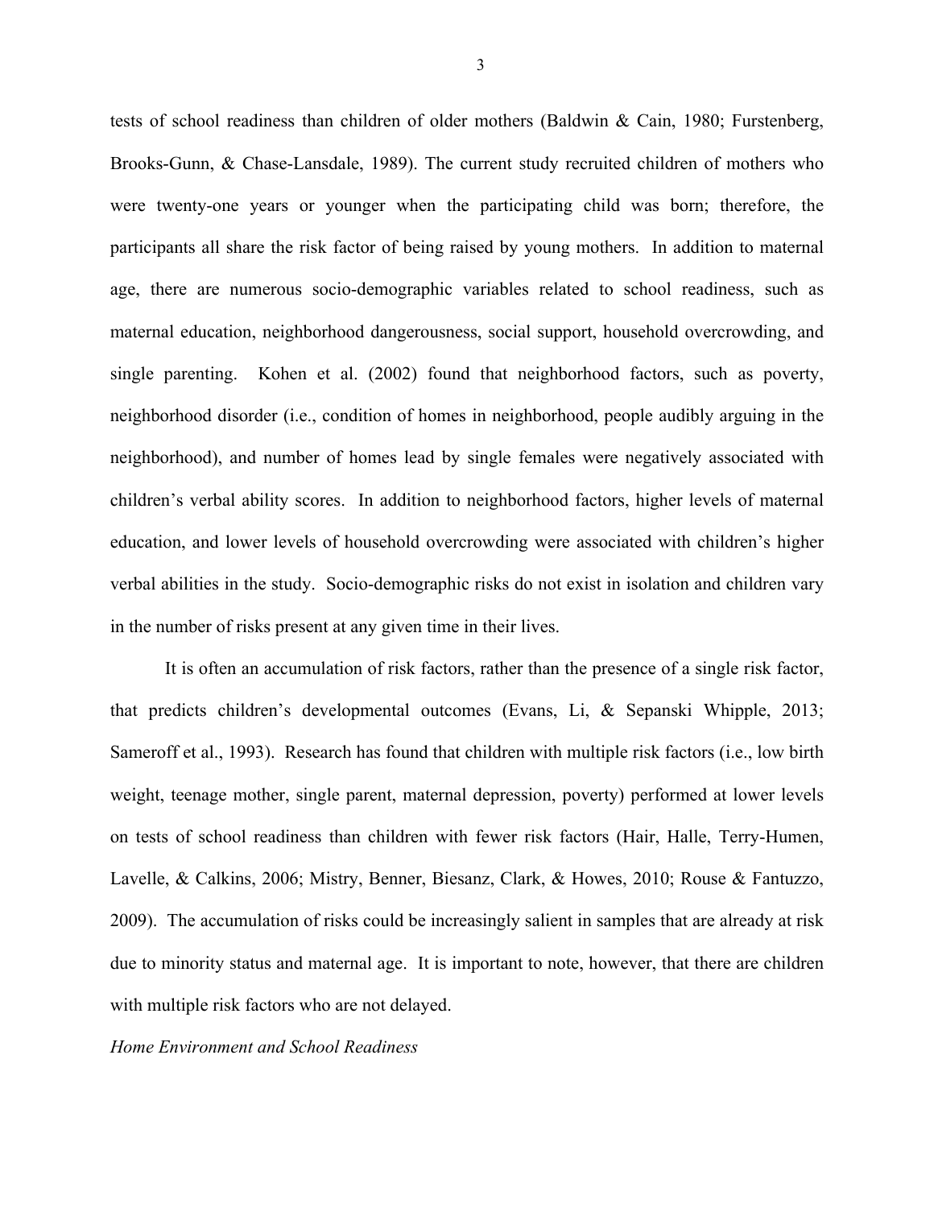tests of school readiness than children of older mothers (Baldwin & Cain, 1980; Furstenberg, Brooks-Gunn, & Chase-Lansdale, 1989). The current study recruited children of mothers who were twenty-one years or younger when the participating child was born; therefore, the participants all share the risk factor of being raised by young mothers. In addition to maternal age, there are numerous socio-demographic variables related to school readiness, such as maternal education, neighborhood dangerousness, social support, household overcrowding, and single parenting. Kohen et al. (2002) found that neighborhood factors, such as poverty, neighborhood disorder (i.e., condition of homes in neighborhood, people audibly arguing in the neighborhood), and number of homes lead by single females were negatively associated with children's verbal ability scores. In addition to neighborhood factors, higher levels of maternal education, and lower levels of household overcrowding were associated with children's higher verbal abilities in the study. Socio-demographic risks do not exist in isolation and children vary in the number of risks present at any given time in their lives.

It is often an accumulation of risk factors, rather than the presence of a single risk factor, that predicts children's developmental outcomes (Evans, Li, & Sepanski Whipple, 2013; Sameroff et al., 1993). Research has found that children with multiple risk factors (i.e., low birth weight, teenage mother, single parent, maternal depression, poverty) performed at lower levels on tests of school readiness than children with fewer risk factors (Hair, Halle, Terry-Humen, Lavelle, & Calkins, 2006; Mistry, Benner, Biesanz, Clark, & Howes, 2010; Rouse & Fantuzzo, 2009). The accumulation of risks could be increasingly salient in samples that are already at risk due to minority status and maternal age. It is important to note, however, that there are children with multiple risk factors who are not delayed.

### *Home Environment and School Readiness*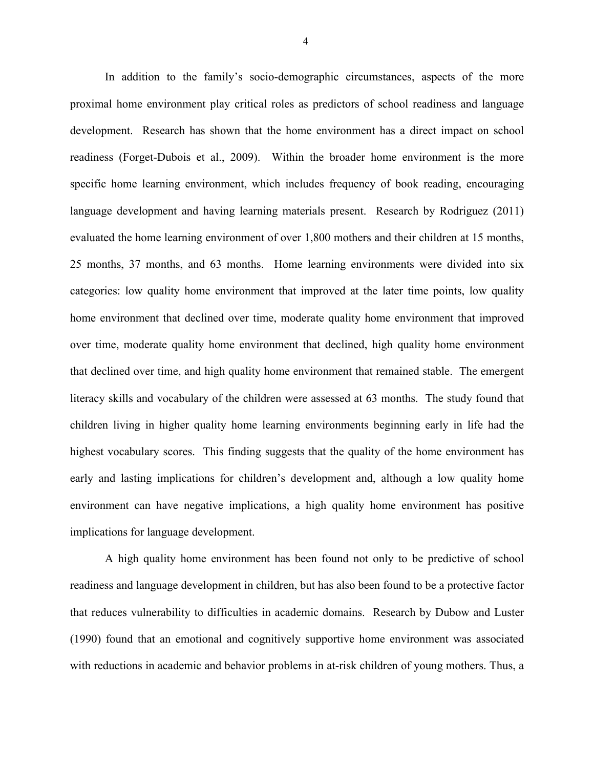In addition to the family's socio-demographic circumstances, aspects of the more proximal home environment play critical roles as predictors of school readiness and language development. Research has shown that the home environment has a direct impact on school readiness (Forget-Dubois et al., 2009). Within the broader home environment is the more specific home learning environment, which includes frequency of book reading, encouraging language development and having learning materials present. Research by Rodriguez (2011) evaluated the home learning environment of over 1,800 mothers and their children at 15 months, 25 months, 37 months, and 63 months. Home learning environments were divided into six categories: low quality home environment that improved at the later time points, low quality home environment that declined over time, moderate quality home environment that improved over time, moderate quality home environment that declined, high quality home environment that declined over time, and high quality home environment that remained stable. The emergent literacy skills and vocabulary of the children were assessed at 63 months. The study found that children living in higher quality home learning environments beginning early in life had the highest vocabulary scores. This finding suggests that the quality of the home environment has early and lasting implications for children's development and, although a low quality home environment can have negative implications, a high quality home environment has positive implications for language development.

A high quality home environment has been found not only to be predictive of school readiness and language development in children, but has also been found to be a protective factor that reduces vulnerability to difficulties in academic domains. Research by Dubow and Luster (1990) found that an emotional and cognitively supportive home environment was associated with reductions in academic and behavior problems in at-risk children of young mothers. Thus, a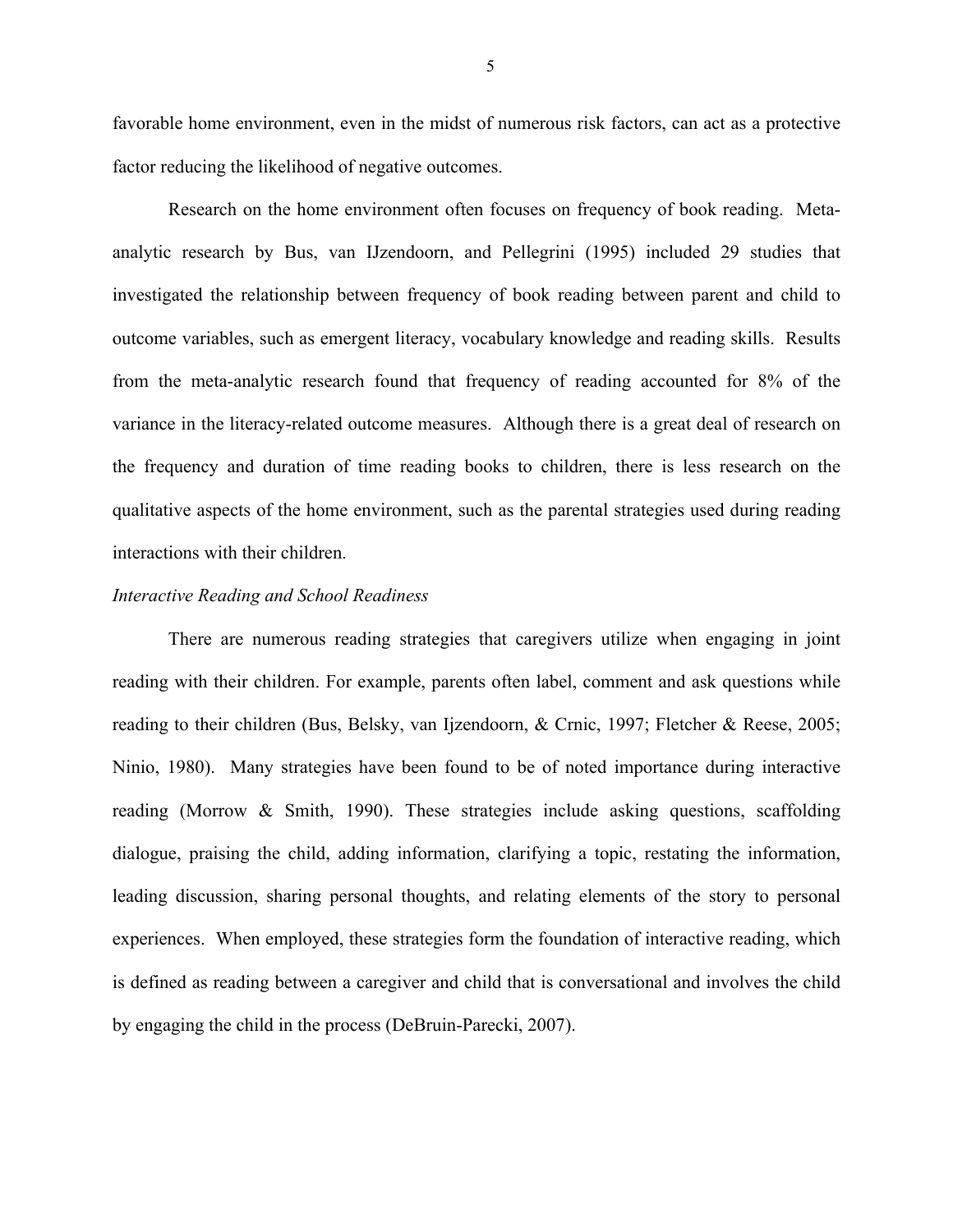favorable home environment, even in the midst of numerous risk factors, can act as a protective factor reducing the likelihood of negative outcomes.

Research on the home environment often focuses on frequency of book reading. Meta-analytic research by Bus, van IJzendoorn, and Pellegrini (1995) included 29 studies that investigated the relationship between frequency of book reading between parent and child to outcome variables, such as emergent literacy, vocabulary knowledge and reading skills. Results from the meta-analytic research found that frequency of reading accounted for 8% of the variance in the literacy-related outcome measures. Although there is a great deal of research on the frequency and duration of time reading books to children, there is less research on the qualitative aspects of the home environment, such as the parental strategies used during reading interactions with their children.

*Interactive Reading and School Readiness*

There are numerous reading strategies that caregivers utilize when engaging in joint reading with their children. For example, parents often label, comment and ask questions while reading to their children (Bus, Belsky, van Ijzendoorn, & Crnic, 1997; Fletcher & Reese, 2005; Ninio, 1980). Many strategies have been found to be of noted importance during interactive reading (Morrow & Smith, 1990). These strategies include asking questions, scaffolding dialogue, praising the child, adding information, clarifying a topic, restating the information, leading discussion, sharing personal thoughts, and relating elements of the story to personal experiences. When employed, these strategies form the foundation of interactive reading, which is defined as reading between a caregiver and child that is conversational and involves the child by engaging the child in the process (DeBruin-Parecki, 2007).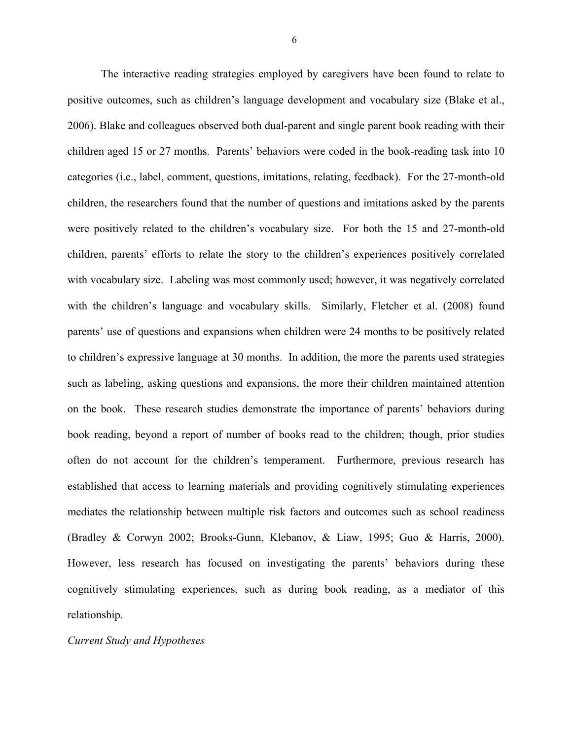The interactive reading strategies employed by caregivers have been found to relate to positive outcomes, such as children's language development and vocabulary size (Blake et al., 2006). Blake and colleagues observed both dual-parent and single parent book reading with their children aged 15 or 27 months. Parents' behaviors were coded in the book-reading task into 10 categories (i.e., label, comment, questions, imitations, relating, feedback). For the 27-month-old children, the researchers found that the number of questions and imitations asked by the parents were positively related to the children's vocabulary size. For both the 15 and 27-month-old children, parents' efforts to relate the story to the children's experiences positively correlated with vocabulary size. Labeling was most commonly used; however, it was negatively correlated with the children's language and vocabulary skills. Similarly, Fletcher et al. (2008) found parents' use of questions and expansions when children were 24 months to be positively related to children's expressive language at 30 months. In addition, the more the parents used strategies such as labeling, asking questions and expansions, the more their children maintained attention on the book. These research studies demonstrate the importance of parents' behaviors during book reading, beyond a report of number of books read to the children; though, prior studies often do not account for the children's temperament. Furthermore, previous research has established that access to learning materials and providing cognitively stimulating experiences mediates the relationship between multiple risk factors and outcomes such as school readiness (Bradley & Corwyn 2002; Brooks-Gunn, Klebanov, & Liaw, 1995; Guo & Harris, 2000). However, less research has focused on investigating the parents' behaviors during these cognitively stimulating experiences, such as during book reading, as a mediator of this relationship.

*Current Study and Hypotheses*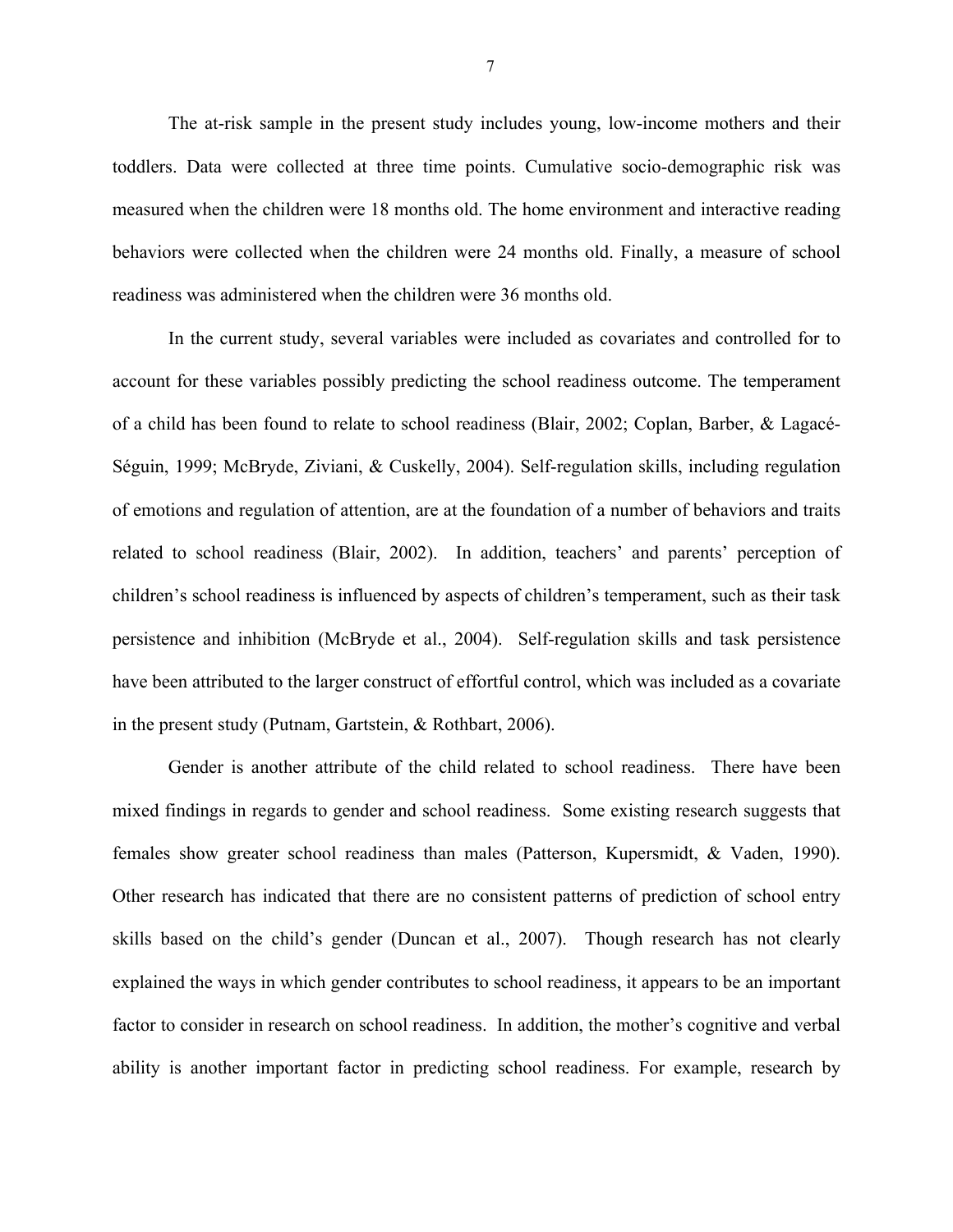The at-risk sample in the present study includes young, low-income mothers and their toddlers. Data were collected at three time points. Cumulative socio-demographic risk was measured when the children were 18 months old. The home environment and interactive reading behaviors were collected when the children were 24 months old. Finally, a measure of school readiness was administered when the children were 36 months old.

In the current study, several variables were included as covariates and controlled for to account for these variables possibly predicting the school readiness outcome. The temperament of a child has been found to relate to school readiness (Blair, 2002; Coplan, Barber, & Lagacé-Séguin, 1999; McBryde, Ziviani, & Cuskelly, 2004). Self-regulation skills, including regulation of emotions and regulation of attention, are at the foundation of a number of behaviors and traits related to school readiness (Blair, 2002). In addition, teachers' and parents' perception of children's school readiness is influenced by aspects of children's temperament, such as their task persistence and inhibition (McBryde et al., 2004). Self-regulation skills and task persistence have been attributed to the larger construct of effortful control, which was included as a covariate in the present study (Putnam, Gartstein, & Rothbart, 2006).

Gender is another attribute of the child related to school readiness. There have been mixed findings in regards to gender and school readiness. Some existing research suggests that females show greater school readiness than males (Patterson, Kupersmidt, & Vaden, 1990). Other research has indicated that there are no consistent patterns of prediction of school entry skills based on the child's gender (Duncan et al., 2007). Though research has not clearly explained the ways in which gender contributes to school readiness, it appears to be an important factor to consider in research on school readiness. In addition, the mother's cognitive and verbal ability is another important factor in predicting school readiness. For example, research by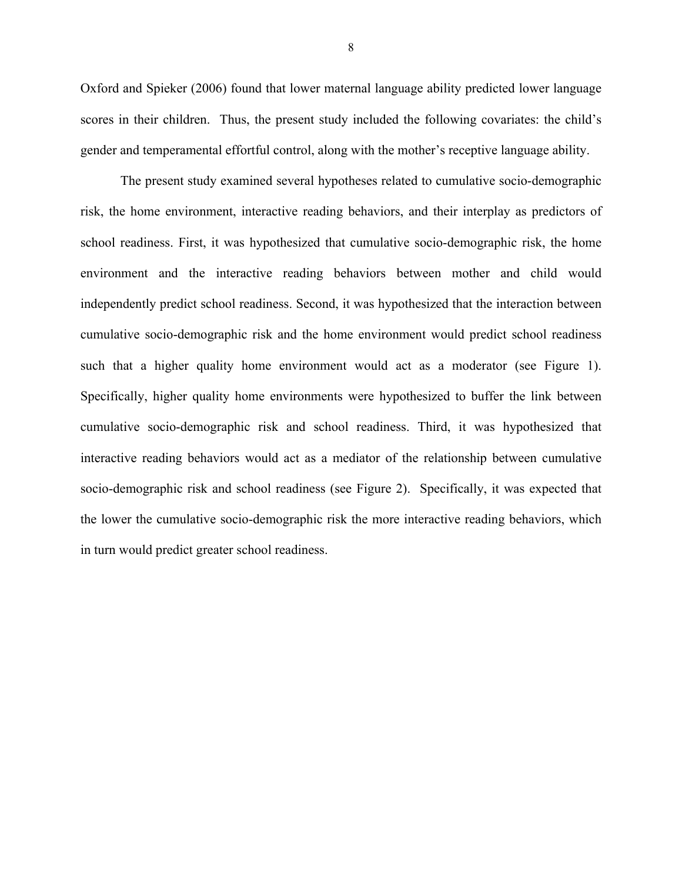Oxford and Spieker (2006) found that lower maternal language ability predicted lower language scores in their children. Thus, the present study included the following covariates: the child's gender and temperamental effortful control, along with the mother's receptive language ability.

The present study examined several hypotheses related to cumulative socio-demographic risk, the home environment, interactive reading behaviors, and their interplay as predictors of school readiness. First, it was hypothesized that cumulative socio-demographic risk, the home environment and the interactive reading behaviors between mother and child would independently predict school readiness. Second, it was hypothesized that the interaction between cumulative socio-demographic risk and the home environment would predict school readiness such that a higher quality home environment would act as a moderator (see Figure 1). Specifically, higher quality home environments were hypothesized to buffer the link between cumulative socio-demographic risk and school readiness. Third, it was hypothesized that interactive reading behaviors would act as a mediator of the relationship between cumulative socio-demographic risk and school readiness (see Figure 2). Specifically, it was expected that the lower the cumulative socio-demographic risk the more interactive reading behaviors, which in turn would predict greater school readiness.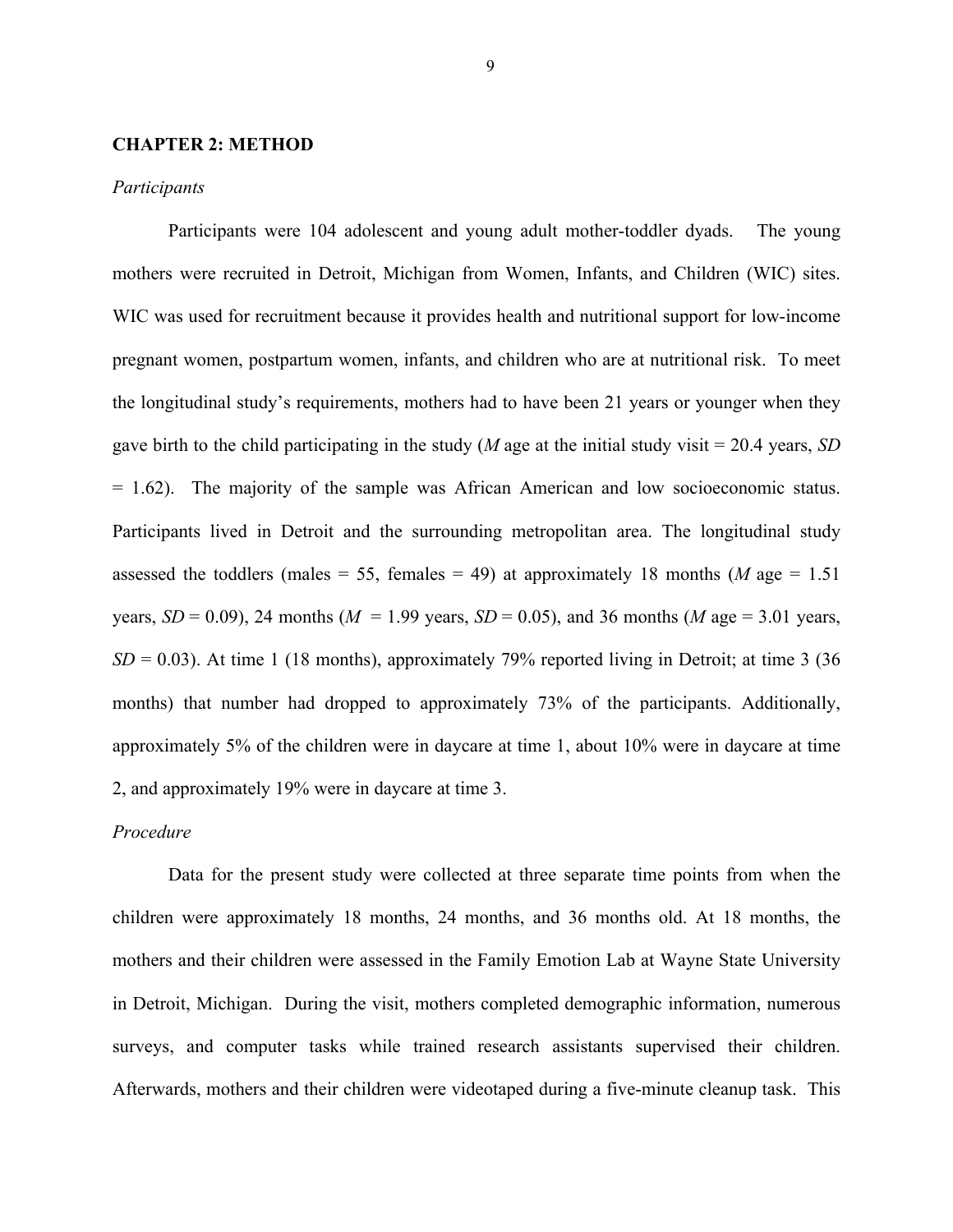## CHAPTER 2: METHOD

*Participants*

Participants were 104 adolescent and young adult mother-toddler dyads. The young mothers were recruited in Detroit, Michigan from Women, Infants, and Children (WIC) sites. WIC was used for recruitment because it provides health and nutritional support for low-income pregnant women, postpartum women, infants, and children who are at nutritional risk. To meet the longitudinal study's requirements, mothers had to have been 21 years or younger when they gave birth to the child participating in the study (*M* age at the initial study visit = 20.4 years, *SD* = 1.62). The majority of the sample was African American and low socioeconomic status. Participants lived in Detroit and the surrounding metropolitan area. The longitudinal study assessed the toddlers (males = 55, females = 49) at approximately 18 months (*M* age = 1.51 years, *SD* = 0.09), 24 months (*M* = 1.99 years, *SD* = 0.05), and 36 months (*M* age = 3.01 years, *SD* = 0.03). At time 1 (18 months), approximately 79% reported living in Detroit; at time 3 (36 months) that number had dropped to approximately 73% of the participants. Additionally, approximately 5% of the children were in daycare at time 1, about 10% were in daycare at time 2, and approximately 19% were in daycare at time 3.

*Procedure*

Data for the present study were collected at three separate time points from when the children were approximately 18 months, 24 months, and 36 months old. At 18 months, the mothers and their children were assessed in the Family Emotion Lab at Wayne State University in Detroit, Michigan. During the visit, mothers completed demographic information, numerous surveys, and computer tasks while trained research assistants supervised their children. Afterwards, mothers and their children were videotaped during a five-minute cleanup task. This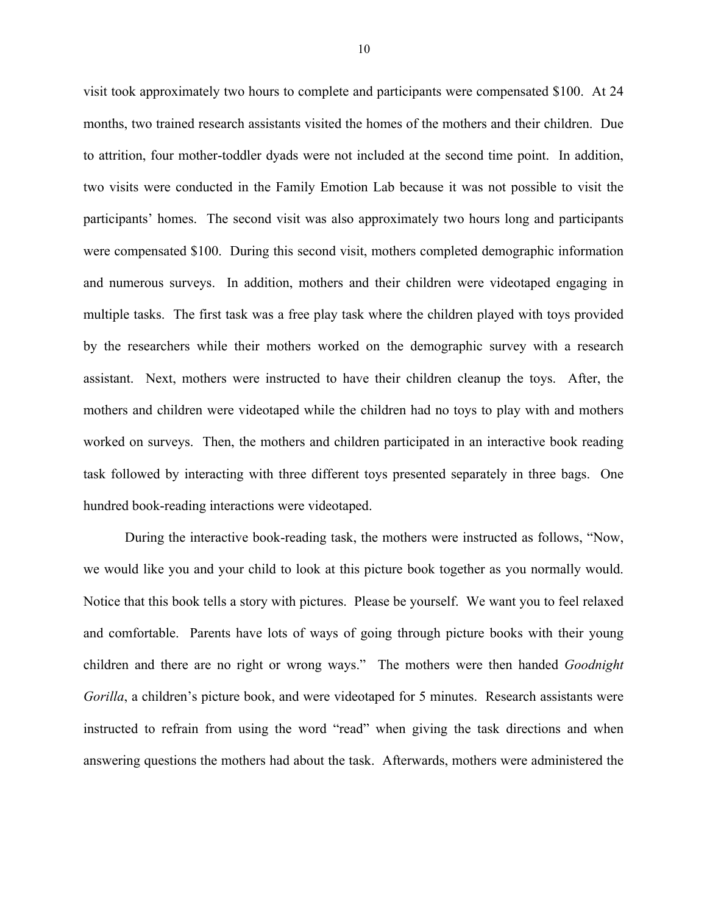visit took approximately two hours to complete and participants were compensated $100. At 24 months, two trained research assistants visited the homes of the mothers and their children. Due to attrition, four mother-toddler dyads were not included at the second time point. In addition, two visits were conducted in the Family Emotion Lab because it was not possible to visit the participants' homes. The second visit was also approximately two hours long and participants were compensated $100. During this second visit, mothers completed demographic information and numerous surveys. In addition, mothers and their children were videotaped engaging in multiple tasks. The first task was a free play task where the children played with toys provided by the researchers while their mothers worked on the demographic survey with a research assistant. Next, mothers were instructed to have their children cleanup the toys. After, the mothers and children were videotaped while the children had no toys to play with and mothers worked on surveys. Then, the mothers and children participated in an interactive book reading task followed by interacting with three different toys presented separately in three bags. One hundred book-reading interactions were videotaped.

During the interactive book-reading task, the mothers were instructed as follows, "Now, we would like you and your child to look at this picture book together as you normally would. Notice that this book tells a story with pictures. Please be yourself. We want you to feel relaxed and comfortable. Parents have lots of ways of going through picture books with their young children and there are no right or wrong ways." The mothers were then handed *Goodnight Gorilla*, a children's picture book, and were videotaped for 5 minutes. Research assistants were instructed to refrain from using the word "read" when giving the task directions and when answering questions the mothers had about the task. Afterwards, mothers were administered the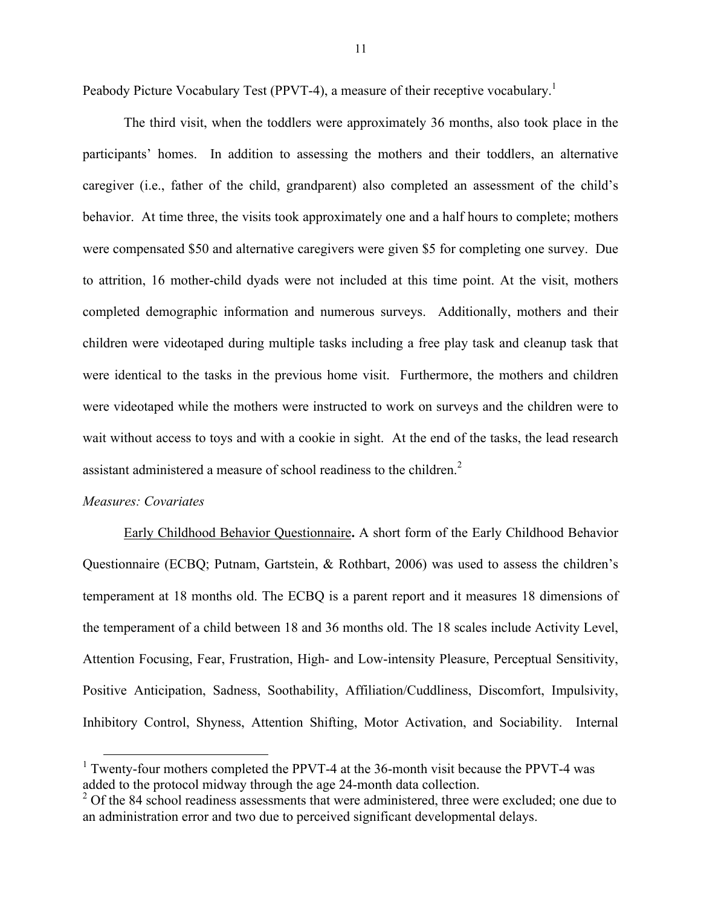Peabody Picture Vocabulary Test (PPVT-4), a measure of their receptive vocabulary.[1]

The third visit, when the toddlers were approximately 36 months, also took place in the participants' homes. In addition to assessing the mothers and their toddlers, an alternative caregiver (i.e., father of the child, grandparent) also completed an assessment of the child's behavior. At time three, the visits took approximately one and a half hours to complete; mothers were compensated $50 and alternative caregivers were given $5 for completing one survey. Due to attrition, 16 mother-child dyads were not included at this time point. At the visit, mothers completed demographic information and numerous surveys. Additionally, mothers and their children were videotaped during multiple tasks including a free play task and cleanup task that were identical to the tasks in the previous home visit. Furthermore, the mothers and children were videotaped while the mothers were instructed to work on surveys and the children were to wait without access to toys and with a cookie in sight. At the end of the tasks, the lead research assistant administered a measure of school readiness to the children.[2]

*Measures: Covariates*

Early Childhood Behavior Questionnaire**.** A short form of the Early Childhood Behavior Questionnaire (ECBQ; Putnam, Gartstein, & Rothbart, 2006) was used to assess the children's temperament at 18 months old. The ECBQ is a parent report and it measures 18 dimensions of the temperament of a child between 18 and 36 months old. The 18 scales include Activity Level, Attention Focusing, Fear, Frustration, High- and Low-intensity Pleasure, Perceptual Sensitivity, Positive Anticipation, Sadness, Soothability, Affiliation/Cuddliness, Discomfort, Impulsivity, Inhibitory Control, Shyness, Attention Shifting, Motor Activation, and Sociability. Internal

---

[1] Twenty-four mothers completed the PPVT-4 at the 36-month visit because the PPVT-4 was added to the protocol midway through the age 24-month data collection.

[2] Of the 84 school readiness assessments that were administered, three were excluded; one due to an administration error and two due to perceived significant developmental delays.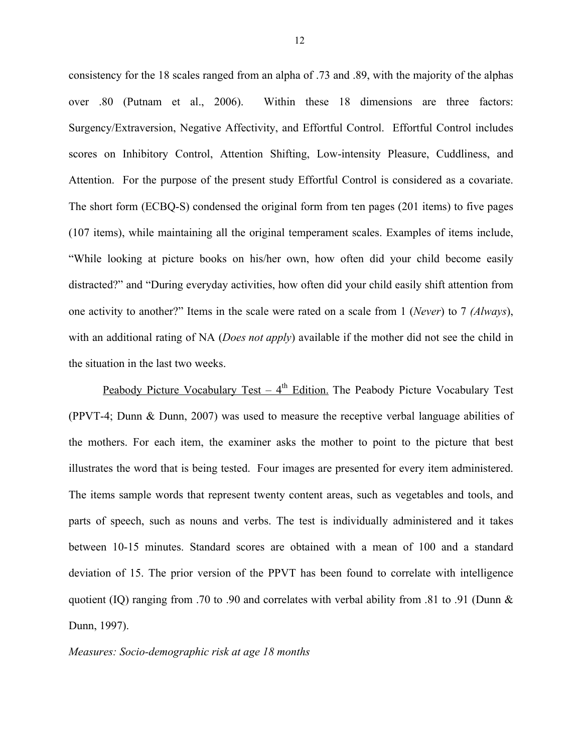consistency for the 18 scales ranged from an alpha of .73 and .89, with the majority of the alphas over .80 (Putnam et al., 2006). Within these 18 dimensions are three factors: Surgency/Extraversion, Negative Affectivity, and Effortful Control. Effortful Control includes scores on Inhibitory Control, Attention Shifting, Low-intensity Pleasure, Cuddliness, and Attention. For the purpose of the present study Effortful Control is considered as a covariate. The short form (ECBQ-S) condensed the original form from ten pages (201 items) to five pages (107 items), while maintaining all the original temperament scales. Examples of items include, "While looking at picture books on his/her own, how often did your child become easily distracted?" and "During everyday activities, how often did your child easily shift attention from one activity to another?" Items in the scale were rated on a scale from 1 (*Never*) to 7 *(Always*), with an additional rating of NA (*Does not apply*) available if the mother did not see the child in the situation in the last two weeks.

Peabody Picture Vocabulary Test – 4th Edition. The Peabody Picture Vocabulary Test (PPVT-4; Dunn & Dunn, 2007) was used to measure the receptive verbal language abilities of the mothers. For each item, the examiner asks the mother to point to the picture that best illustrates the word that is being tested. Four images are presented for every item administered. The items sample words that represent twenty content areas, such as vegetables and tools, and parts of speech, such as nouns and verbs. The test is individually administered and it takes between 10-15 minutes. Standard scores are obtained with a mean of 100 and a standard deviation of 15. The prior version of the PPVT has been found to correlate with intelligence quotient (IQ) ranging from .70 to .90 and correlates with verbal ability from .81 to .91 (Dunn & Dunn, 1997).

*Measures: Socio-demographic risk at age 18 months*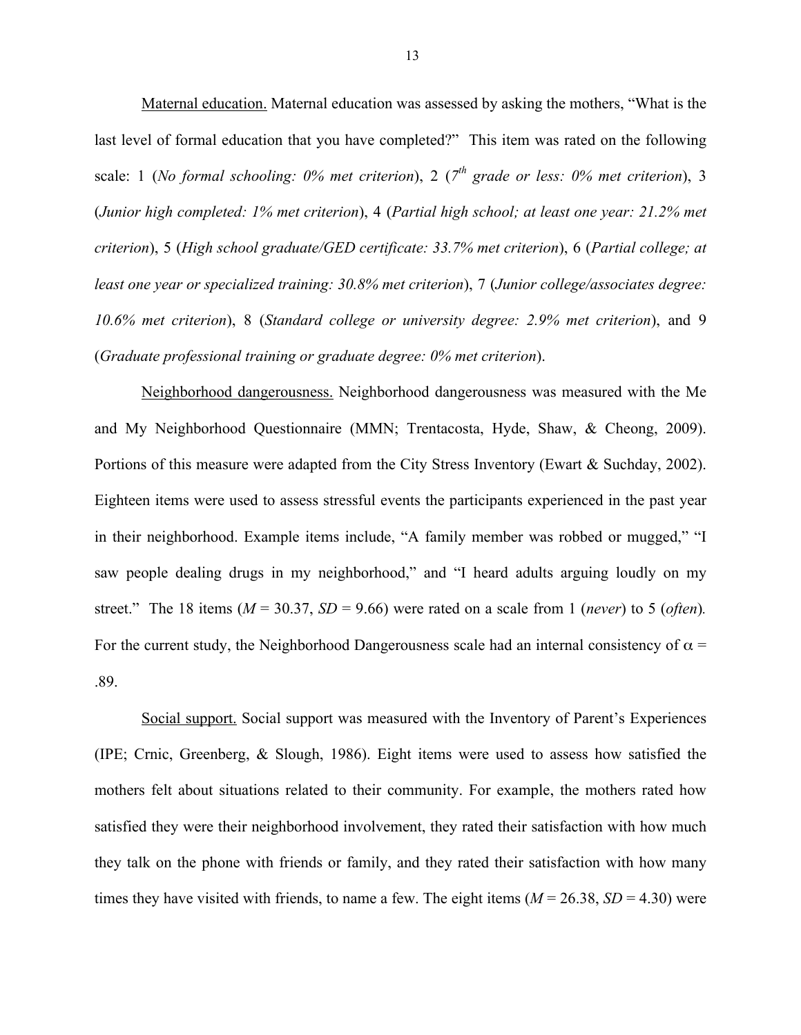Maternal education. Maternal education was assessed by asking the mothers, "What is the last level of formal education that you have completed?" This item was rated on the following scale: 1 (*No formal schooling: 0% met criterion*), 2 (*7th grade or less: 0% met criterion*), 3 (*Junior high completed: 1% met criterion*), 4 (*Partial high school; at least one year: 21.2% met criterion*), 5 (*High school graduate/GED certificate: 33.7% met criterion*), 6 (*Partial college; at least one year or specialized training: 30.8% met criterion*), 7 (*Junior college/associates degree: 10.6% met criterion*), 8 (*Standard college or university degree: 2.9% met criterion*), and 9 (*Graduate professional training or graduate degree: 0% met criterion*).

Neighborhood dangerousness. Neighborhood dangerousness was measured with the Me and My Neighborhood Questionnaire (MMN; Trentacosta, Hyde, Shaw, & Cheong, 2009). Portions of this measure were adapted from the City Stress Inventory (Ewart & Suchday, 2002). Eighteen items were used to assess stressful events the participants experienced in the past year in their neighborhood. Example items include, "A family member was robbed or mugged," "I saw people dealing drugs in my neighborhood," and "I heard adults arguing loudly on my street." The 18 items ($M$ = 30.37, $SD$ = 9.66) were rated on a scale from 1 (*never*) to 5 (*often*). For the current study, the Neighborhood Dangerousness scale had an internal consistency of $\alpha$ = .89.

Social support. Social support was measured with the Inventory of Parent's Experiences (IPE; Crnic, Greenberg, & Slough, 1986). Eight items were used to assess how satisfied the mothers felt about situations related to their community. For example, the mothers rated how satisfied they were their neighborhood involvement, they rated their satisfaction with how much they talk on the phone with friends or family, and they rated their satisfaction with how many times they have visited with friends, to name a few. The eight items ($M$ = 26.38, $SD$ = 4.30) were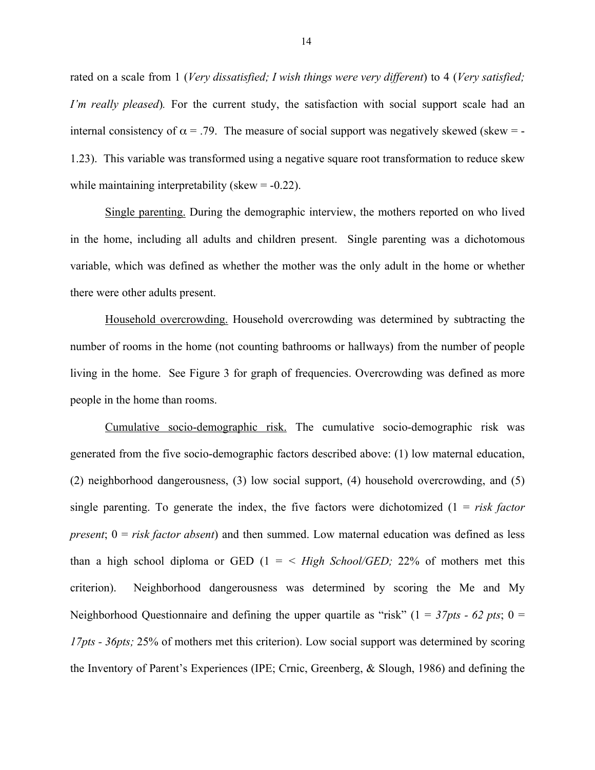rated on a scale from 1 (*Very dissatisfied; I wish things were very different*) to 4 (*Very satisfied; I'm really pleased*). For the current study, the satisfaction with social support scale had an internal consistency of $\alpha = .79$. The measure of social support was negatively skewed (skew = -1.23). This variable was transformed using a negative square root transformation to reduce skew while maintaining interpretability (skew = -0.22).

<u>Single parenting.</u> During the demographic interview, the mothers reported on who lived in the home, including all adults and children present. Single parenting was a dichotomous variable, which was defined as whether the mother was the only adult in the home or whether there were other adults present.

<u>Household overcrowding.</u> Household overcrowding was determined by subtracting the number of rooms in the home (not counting bathrooms or hallways) from the number of people living in the home. See Figure 3 for graph of frequencies. Overcrowding was defined as more people in the home than rooms.

<u>Cumulative socio-demographic risk.</u> The cumulative socio-demographic risk was generated from the five socio-demographic factors described above: (1) low maternal education, (2) neighborhood dangerousness, (3) low social support, (4) household overcrowding, and (5) single parenting. To generate the index, the five factors were dichotomized (1 = *risk factor present*; 0 = *risk factor absent*) and then summed. Low maternal education was defined as less than a high school diploma or GED (1 = < *High School/GED;* 22% of mothers met this criterion). Neighborhood dangerousness was determined by scoring the Me and My Neighborhood Questionnaire and defining the upper quartile as "risk" (1 = *37pts - 62 pts*; 0 = *17pts - 36pts;* 25% of mothers met this criterion). Low social support was determined by scoring the Inventory of Parent's Experiences (IPE; Crnic, Greenberg, & Slough, 1986) and defining the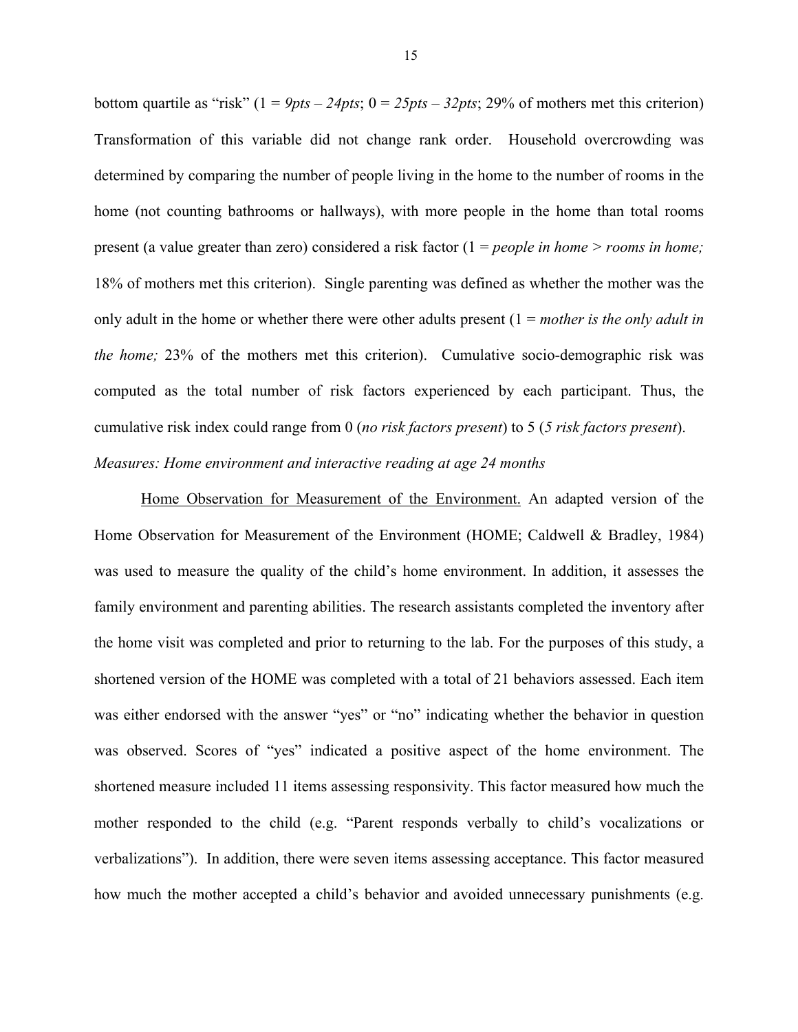bottom quartile as "risk" (1 = *9pts – 24pts*; 0 = *25pts – 32pts*; 29% of mothers met this criterion) Transformation of this variable did not change rank order. Household overcrowding was determined by comparing the number of people living in the home to the number of rooms in the home (not counting bathrooms or hallways), with more people in the home than total rooms present (a value greater than zero) considered a risk factor (1 = *people in home > rooms in home;* 18% of mothers met this criterion). Single parenting was defined as whether the mother was the only adult in the home or whether there were other adults present (1 = *mother is the only adult in the home;* 23% of the mothers met this criterion). Cumulative socio-demographic risk was computed as the total number of risk factors experienced by each participant. Thus, the cumulative risk index could range from 0 (*no risk factors present*) to 5 (*5 risk factors present*).

*Measures: Home environment and interactive reading at age 24 months*

Home Observation for Measurement of the Environment. An adapted version of the Home Observation for Measurement of the Environment (HOME; Caldwell & Bradley, 1984) was used to measure the quality of the child's home environment. In addition, it assesses the family environment and parenting abilities. The research assistants completed the inventory after the home visit was completed and prior to returning to the lab. For the purposes of this study, a shortened version of the HOME was completed with a total of 21 behaviors assessed. Each item was either endorsed with the answer "yes" or "no" indicating whether the behavior in question was observed. Scores of "yes" indicated a positive aspect of the home environment. The shortened measure included 11 items assessing responsivity. This factor measured how much the mother responded to the child (e.g. "Parent responds verbally to child's vocalizations or verbalizations"). In addition, there were seven items assessing acceptance. This factor measured how much the mother accepted a child's behavior and avoided unnecessary punishments (e.g.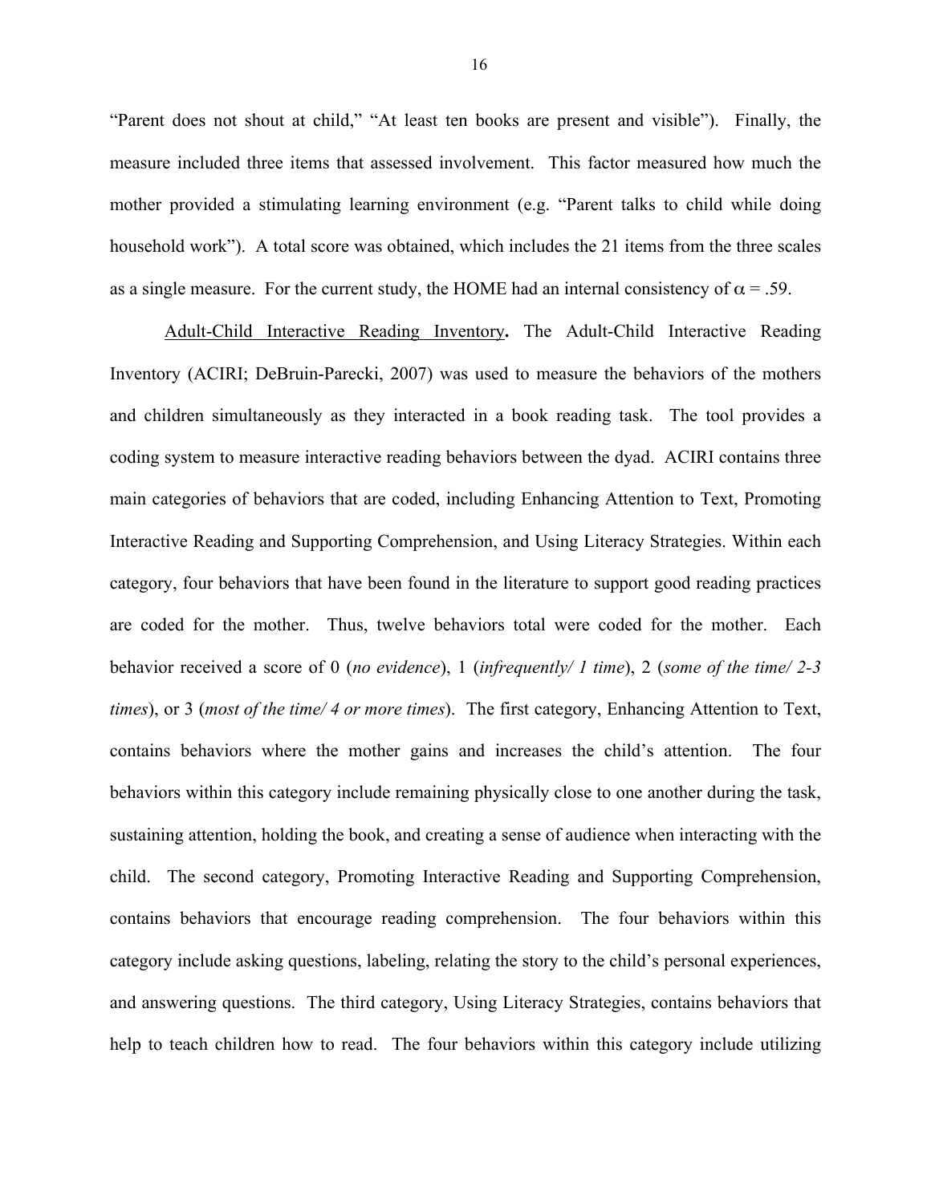"Parent does not shout at child," "At least ten books are present and visible"). Finally, the measure included three items that assessed involvement. This factor measured how much the mother provided a stimulating learning environment (e.g. "Parent talks to child while doing household work"). A total score was obtained, which includes the 21 items from the three scales as a single measure. For the current study, the HOME had an internal consistency of $\alpha$ = .59.

Adult-Child Interactive Reading Inventory**.** The Adult-Child Interactive Reading Inventory (ACIRI; DeBruin-Parecki, 2007) was used to measure the behaviors of the mothers and children simultaneously as they interacted in a book reading task. The tool provides a coding system to measure interactive reading behaviors between the dyad. ACIRI contains three main categories of behaviors that are coded, including Enhancing Attention to Text, Promoting Interactive Reading and Supporting Comprehension, and Using Literacy Strategies. Within each category, four behaviors that have been found in the literature to support good reading practices are coded for the mother. Thus, twelve behaviors total were coded for the mother. Each behavior received a score of 0 (*no evidence*), 1 (*infrequently/ 1 time*), 2 (*some of the time/ 2-3 times*), or 3 (*most of the time/ 4 or more times*). The first category, Enhancing Attention to Text, contains behaviors where the mother gains and increases the child's attention. The four behaviors within this category include remaining physically close to one another during the task, sustaining attention, holding the book, and creating a sense of audience when interacting with the child. The second category, Promoting Interactive Reading and Supporting Comprehension, contains behaviors that encourage reading comprehension. The four behaviors within this category include asking questions, labeling, relating the story to the child's personal experiences, and answering questions. The third category, Using Literacy Strategies, contains behaviors that help to teach children how to read. The four behaviors within this category include utilizing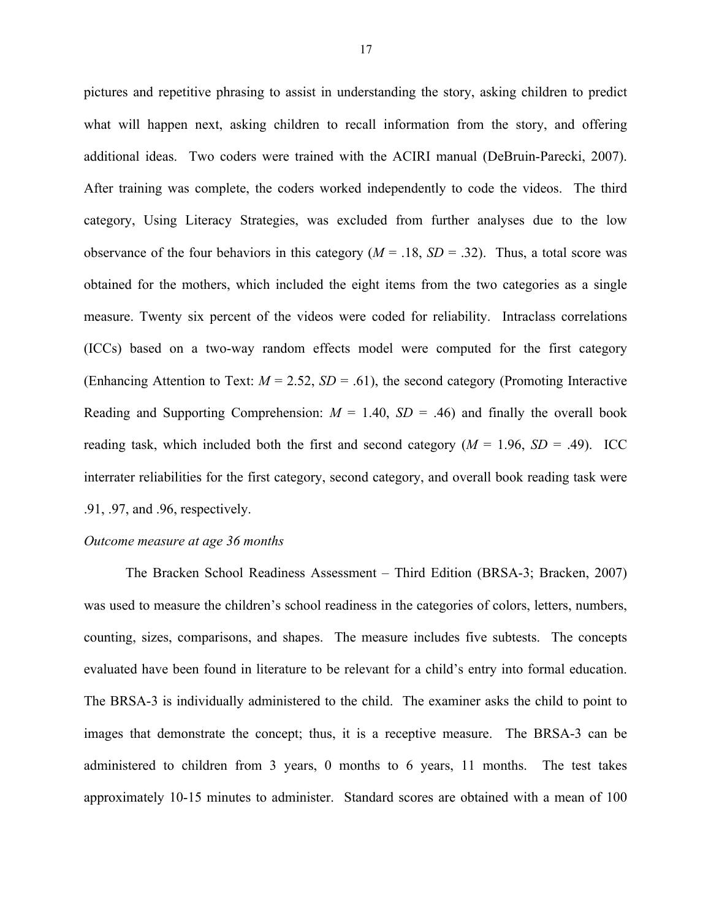pictures and repetitive phrasing to assist in understanding the story, asking children to predict what will happen next, asking children to recall information from the story, and offering additional ideas. Two coders were trained with the ACIRI manual (DeBruin-Parecki, 2007). After training was complete, the coders worked independently to code the videos. The third category, Using Literacy Strategies, was excluded from further analyses due to the low observance of the four behaviors in this category ($M$ = .18, $SD$ = .32). Thus, a total score was obtained for the mothers, which included the eight items from the two categories as a single measure. Twenty six percent of the videos were coded for reliability. Intraclass correlations (ICCs) based on a two-way random effects model were computed for the first category (Enhancing Attention to Text: $M$ = 2.52, $SD$ = .61), the second category (Promoting Interactive Reading and Supporting Comprehension: $M$ = 1.40, $SD$ = .46) and finally the overall book reading task, which included both the first and second category ($M$ = 1.96, $SD$ = .49). ICC interrater reliabilities for the first category, second category, and overall book reading task were .91, .97, and .96, respectively.

*Outcome measure at age 36 months*

The Bracken School Readiness Assessment – Third Edition (BRSA-3; Bracken, 2007) was used to measure the children's school readiness in the categories of colors, letters, numbers, counting, sizes, comparisons, and shapes. The measure includes five subtests. The concepts evaluated have been found in literature to be relevant for a child's entry into formal education. The BRSA-3 is individually administered to the child. The examiner asks the child to point to images that demonstrate the concept; thus, it is a receptive measure. The BRSA-3 can be administered to children from 3 years, 0 months to 6 years, 11 months. The test takes approximately 10-15 minutes to administer. Standard scores are obtained with a mean of 100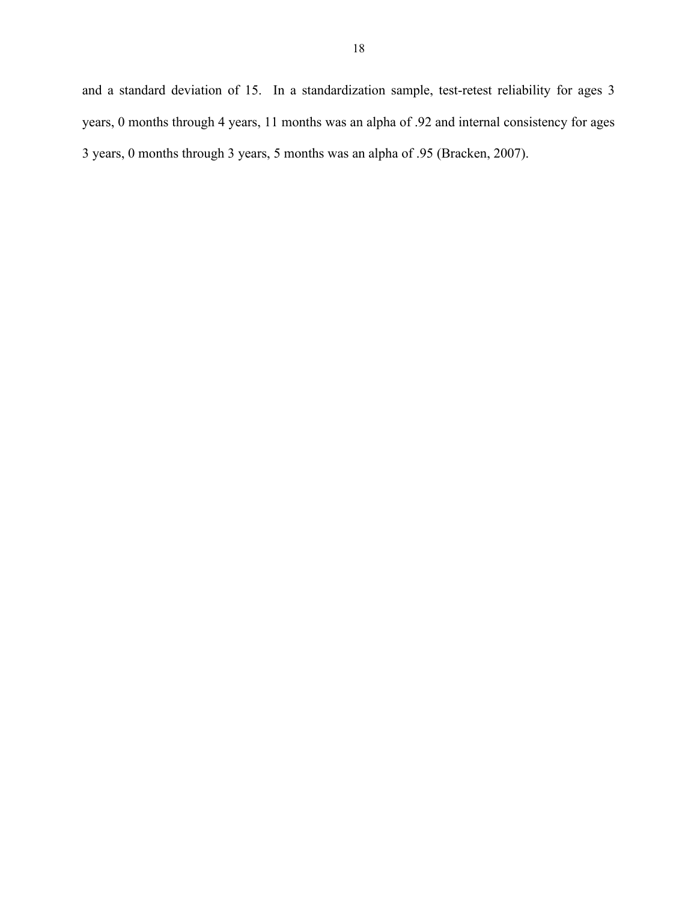and a standard deviation of 15. In a standardization sample, test-retest reliability for ages 3 years, 0 months through 4 years, 11 months was an alpha of .92 and internal consistency for ages 3 years, 0 months through 3 years, 5 months was an alpha of .95 (Bracken, 2007).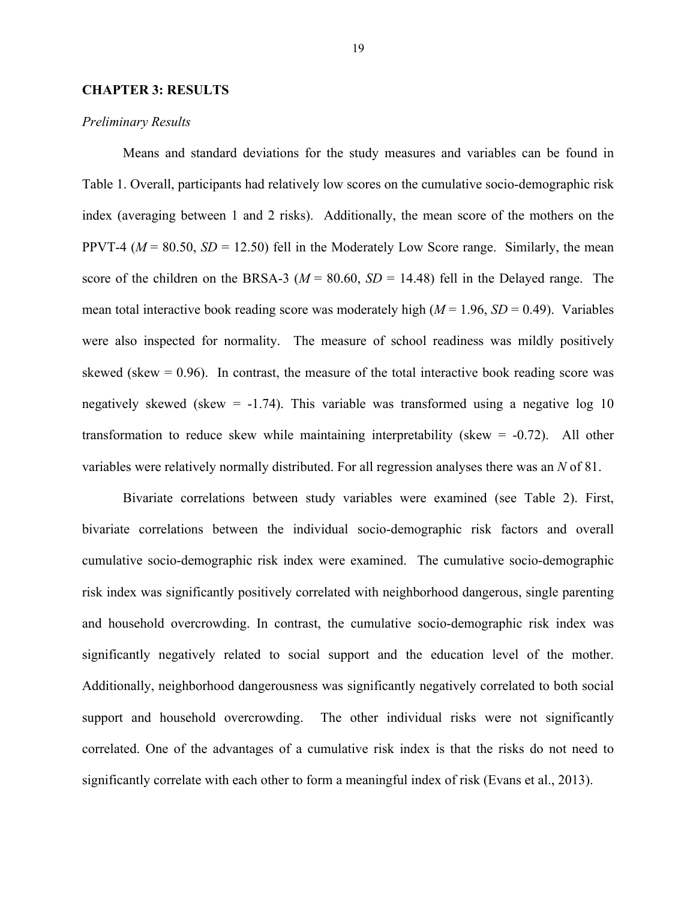## CHAPTER 3: RESULTS

### *Preliminary Results*

Means and standard deviations for the study measures and variables can be found in Table 1. Overall, participants had relatively low scores on the cumulative socio-demographic risk index (averaging between 1 and 2 risks). Additionally, the mean score of the mothers on the PPVT-4 ($M$ = 80.50, $SD$ = 12.50) fell in the Moderately Low Score range. Similarly, the mean score of the children on the BRSA-3 ($M$ = 80.60, $SD$ = 14.48) fell in the Delayed range. The mean total interactive book reading score was moderately high ($M$ = 1.96, $SD$ = 0.49). Variables were also inspected for normality. The measure of school readiness was mildly positively skewed (skew = 0.96). In contrast, the measure of the total interactive book reading score was negatively skewed (skew = -1.74). This variable was transformed using a negative log 10 transformation to reduce skew while maintaining interpretability (skew = -0.72). All other variables were relatively normally distributed. For all regression analyses there was an $N$ of 81.

Bivariate correlations between study variables were examined (see Table 2). First, bivariate correlations between the individual socio-demographic risk factors and overall cumulative socio-demographic risk index were examined. The cumulative socio-demographic risk index was significantly positively correlated with neighborhood dangerous, single parenting and household overcrowding. In contrast, the cumulative socio-demographic risk index was significantly negatively related to social support and the education level of the mother. Additionally, neighborhood dangerousness was significantly negatively correlated to both social support and household overcrowding. The other individual risks were not significantly correlated. One of the advantages of a cumulative risk index is that the risks do not need to significantly correlate with each other to form a meaningful index of risk (Evans et al., 2013).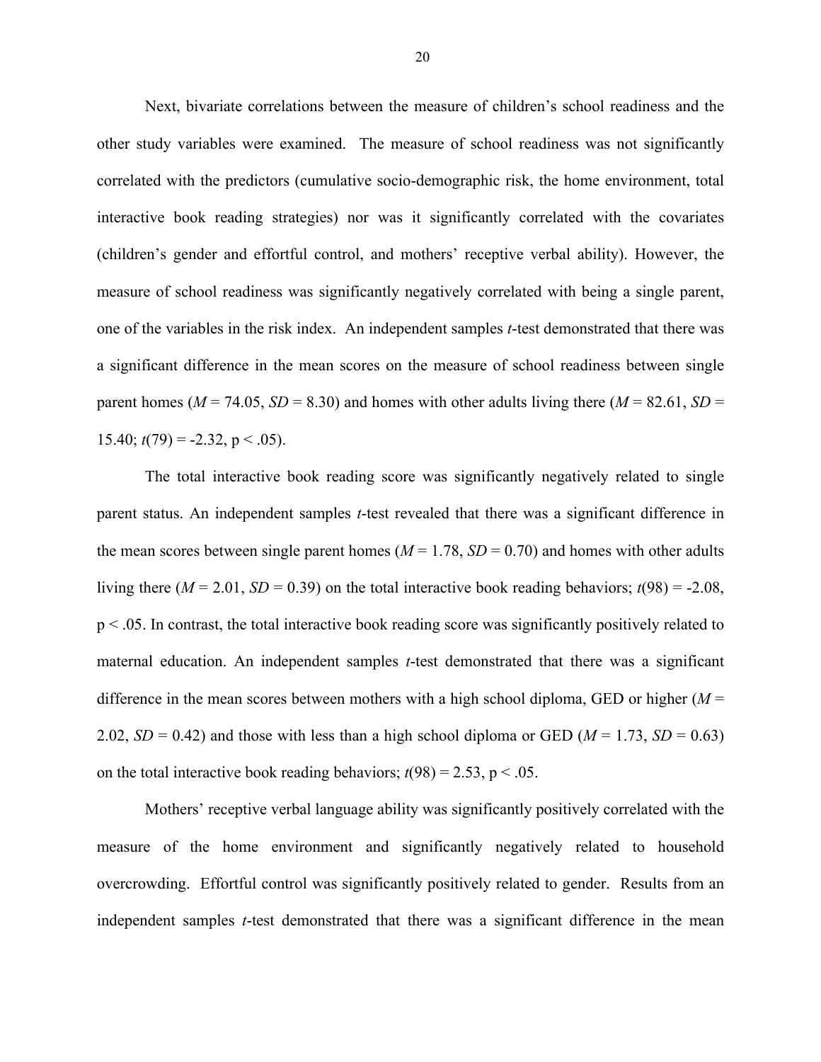Next, bivariate correlations between the measure of children's school readiness and the other study variables were examined. The measure of school readiness was not significantly correlated with the predictors (cumulative socio-demographic risk, the home environment, total interactive book reading strategies) nor was it significantly correlated with the covariates (children's gender and effortful control, and mothers' receptive verbal ability). However, the measure of school readiness was significantly negatively correlated with being a single parent, one of the variables in the risk index. An independent samples *t*-test demonstrated that there was a significant difference in the mean scores on the measure of school readiness between single parent homes ($M = 74.05$, $SD = 8.30$) and homes with other adults living there ($M = 82.61$, $SD = 15.40$; $t(79) = -2.32$, $p < .05$).

The total interactive book reading score was significantly negatively related to single parent status. An independent samples *t*-test revealed that there was a significant difference in the mean scores between single parent homes ($M = 1.78$, $SD = 0.70$) and homes with other adults living there ($M = 2.01$, $SD = 0.39$) on the total interactive book reading behaviors; $t(98) = -2.08$, $p < .05$. In contrast, the total interactive book reading score was significantly positively related to maternal education. An independent samples *t*-test demonstrated that there was a significant difference in the mean scores between mothers with a high school diploma, GED or higher ($M = 2.02$, $SD = 0.42$) and those with less than a high school diploma or GED ($M = 1.73$, $SD = 0.63$) on the total interactive book reading behaviors; $t(98) = 2.53$, $p < .05$.

Mothers' receptive verbal language ability was significantly positively correlated with the measure of the home environment and significantly negatively related to household overcrowding. Effortful control was significantly positively related to gender. Results from an independent samples *t*-test demonstrated that there was a significant difference in the mean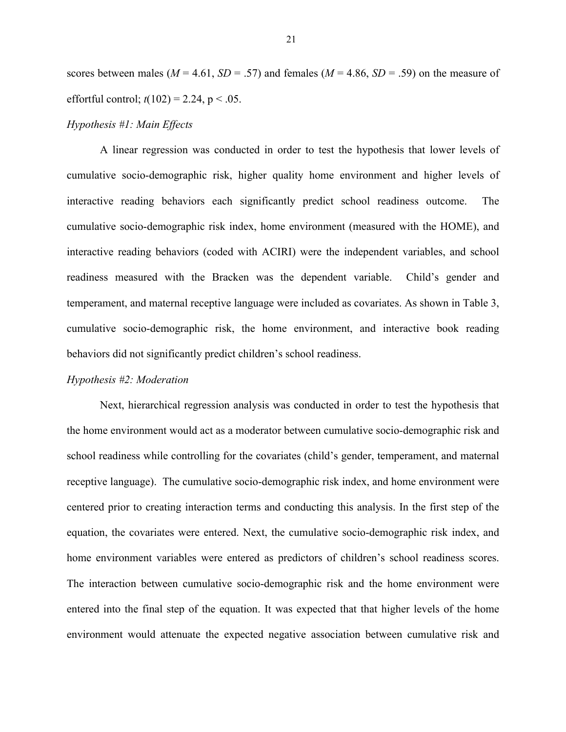scores between males ($M = 4.61$, $SD = .57$) and females ($M = 4.86$, $SD = .59$) on the measure of effortful control; $t(102) = 2.24$, $p < .05$.

*Hypothesis #1: Main Effects*

A linear regression was conducted in order to test the hypothesis that lower levels of cumulative socio-demographic risk, higher quality home environment and higher levels of interactive reading behaviors each significantly predict school readiness outcome. The cumulative socio-demographic risk index, home environment (measured with the HOME), and interactive reading behaviors (coded with ACIRI) were the independent variables, and school readiness measured with the Bracken was the dependent variable. Child's gender and temperament, and maternal receptive language were included as covariates. As shown in Table 3, cumulative socio-demographic risk, the home environment, and interactive book reading behaviors did not significantly predict children's school readiness.

*Hypothesis #2: Moderation*

Next, hierarchical regression analysis was conducted in order to test the hypothesis that the home environment would act as a moderator between cumulative socio-demographic risk and school readiness while controlling for the covariates (child's gender, temperament, and maternal receptive language). The cumulative socio-demographic risk index, and home environment were centered prior to creating interaction terms and conducting this analysis. In the first step of the equation, the covariates were entered. Next, the cumulative socio-demographic risk index, and home environment variables were entered as predictors of children's school readiness scores. The interaction between cumulative socio-demographic risk and the home environment were entered into the final step of the equation. It was expected that that higher levels of the home environment would attenuate the expected negative association between cumulative risk and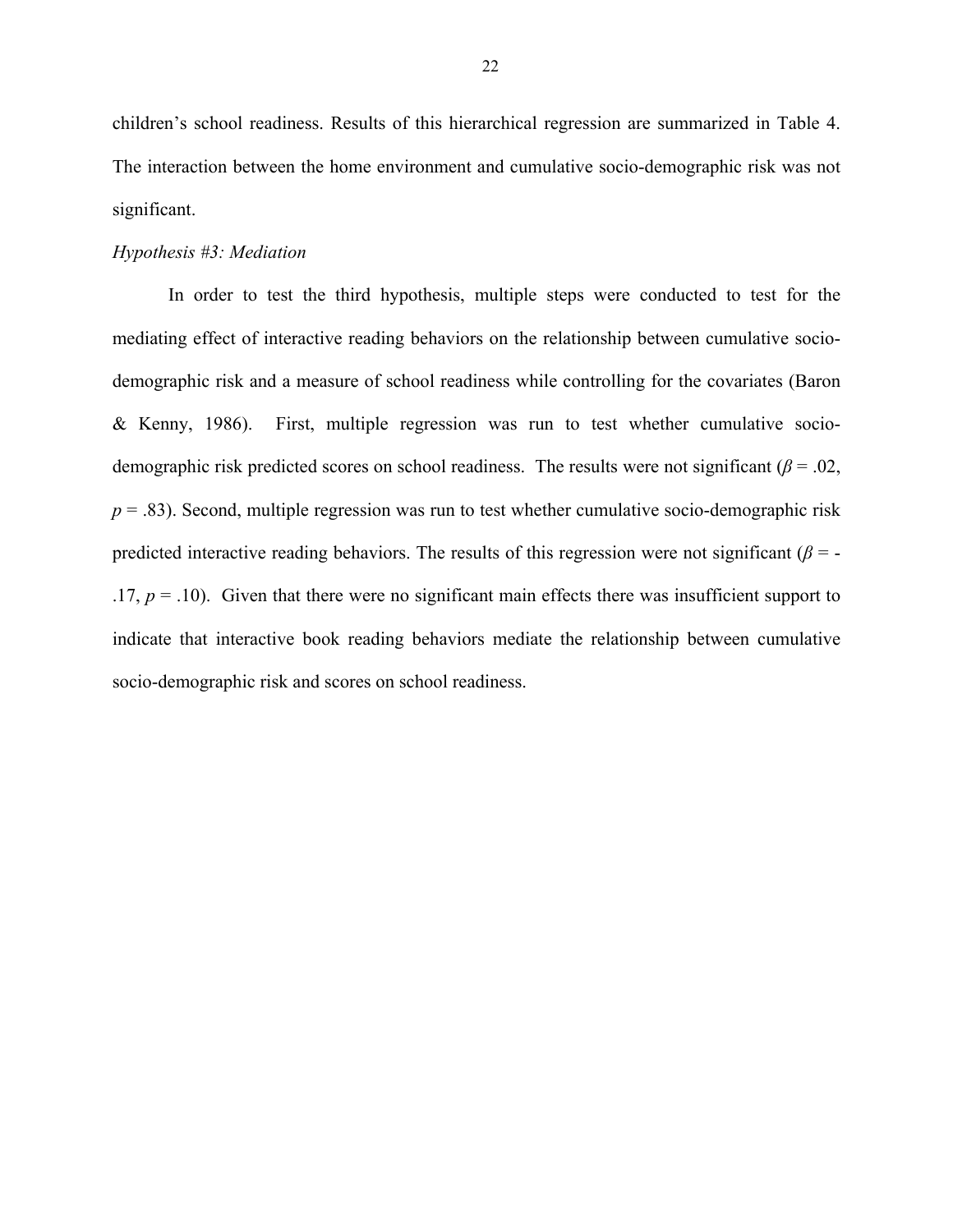children's school readiness. Results of this hierarchical regression are summarized in Table 4. The interaction between the home environment and cumulative socio-demographic risk was not significant.

*Hypothesis #3: Mediation*

In order to test the third hypothesis, multiple steps were conducted to test for the mediating effect of interactive reading behaviors on the relationship between cumulative socio-demographic risk and a measure of school readiness while controlling for the covariates (Baron & Kenny, 1986). First, multiple regression was run to test whether cumulative socio-demographic risk predicted scores on school readiness. The results were not significant ($\beta = .02$, $p = .83$). Second, multiple regression was run to test whether cumulative socio-demographic risk predicted interactive reading behaviors. The results of this regression were not significant ($\beta = -.17$, $p = .10$). Given that there were no significant main effects there was insufficient support to indicate that interactive book reading behaviors mediate the relationship between cumulative socio-demographic risk and scores on school readiness.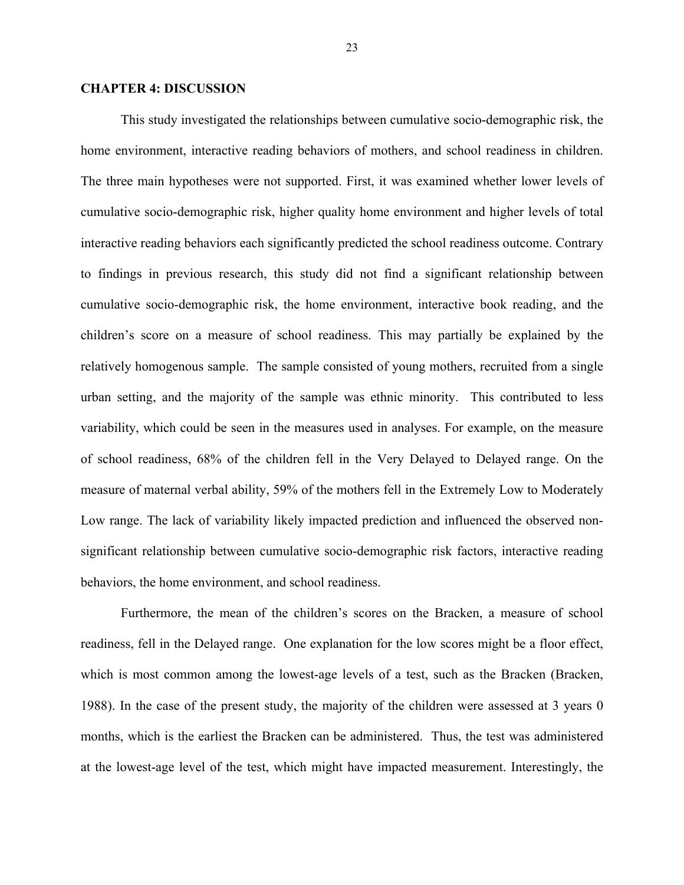## CHAPTER 4: DISCUSSION

This study investigated the relationships between cumulative socio-demographic risk, the home environment, interactive reading behaviors of mothers, and school readiness in children. The three main hypotheses were not supported. First, it was examined whether lower levels of cumulative socio-demographic risk, higher quality home environment and higher levels of total interactive reading behaviors each significantly predicted the school readiness outcome. Contrary to findings in previous research, this study did not find a significant relationship between cumulative socio-demographic risk, the home environment, interactive book reading, and the children's score on a measure of school readiness. This may partially be explained by the relatively homogenous sample. The sample consisted of young mothers, recruited from a single urban setting, and the majority of the sample was ethnic minority. This contributed to less variability, which could be seen in the measures used in analyses. For example, on the measure of school readiness, 68% of the children fell in the Very Delayed to Delayed range. On the measure of maternal verbal ability, 59% of the mothers fell in the Extremely Low to Moderately Low range. The lack of variability likely impacted prediction and influenced the observed non-significant relationship between cumulative socio-demographic risk factors, interactive reading behaviors, the home environment, and school readiness.

Furthermore, the mean of the children's scores on the Bracken, a measure of school readiness, fell in the Delayed range. One explanation for the low scores might be a floor effect, which is most common among the lowest-age levels of a test, such as the Bracken (Bracken, 1988). In the case of the present study, the majority of the children were assessed at 3 years 0 months, which is the earliest the Bracken can be administered. Thus, the test was administered at the lowest-age level of the test, which might have impacted measurement. Interestingly, the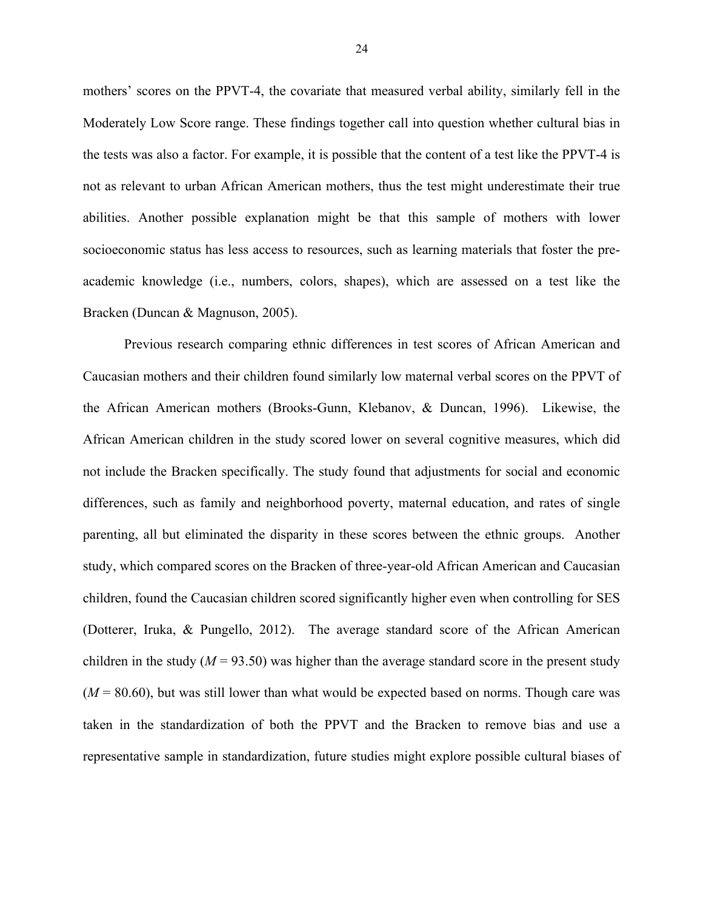mothers' scores on the PPVT-4, the covariate that measured verbal ability, similarly fell in the Moderately Low Score range. These findings together call into question whether cultural bias in the tests was also a factor. For example, it is possible that the content of a test like the PPVT-4 is not as relevant to urban African American mothers, thus the test might underestimate their true abilities. Another possible explanation might be that this sample of mothers with lower socioeconomic status has less access to resources, such as learning materials that foster the pre-academic knowledge (i.e., numbers, colors, shapes), which are assessed on a test like the Bracken (Duncan & Magnuson, 2005).

Previous research comparing ethnic differences in test scores of African American and Caucasian mothers and their children found similarly low maternal verbal scores on the PPVT of the African American mothers (Brooks-Gunn, Klebanov, & Duncan, 1996). Likewise, the African American children in the study scored lower on several cognitive measures, which did not include the Bracken specifically. The study found that adjustments for social and economic differences, such as family and neighborhood poverty, maternal education, and rates of single parenting, all but eliminated the disparity in these scores between the ethnic groups. Another study, which compared scores on the Bracken of three-year-old African American and Caucasian children, found the Caucasian children scored significantly higher even when controlling for SES (Dotterer, Iruka, & Pungello, 2012). The average standard score of the African American children in the study ($M$ = 93.50) was higher than the average standard score in the present study ($M$ = 80.60), but was still lower than what would be expected based on norms. Though care was taken in the standardization of both the PPVT and the Bracken to remove bias and use a representative sample in standardization, future studies might explore possible cultural biases of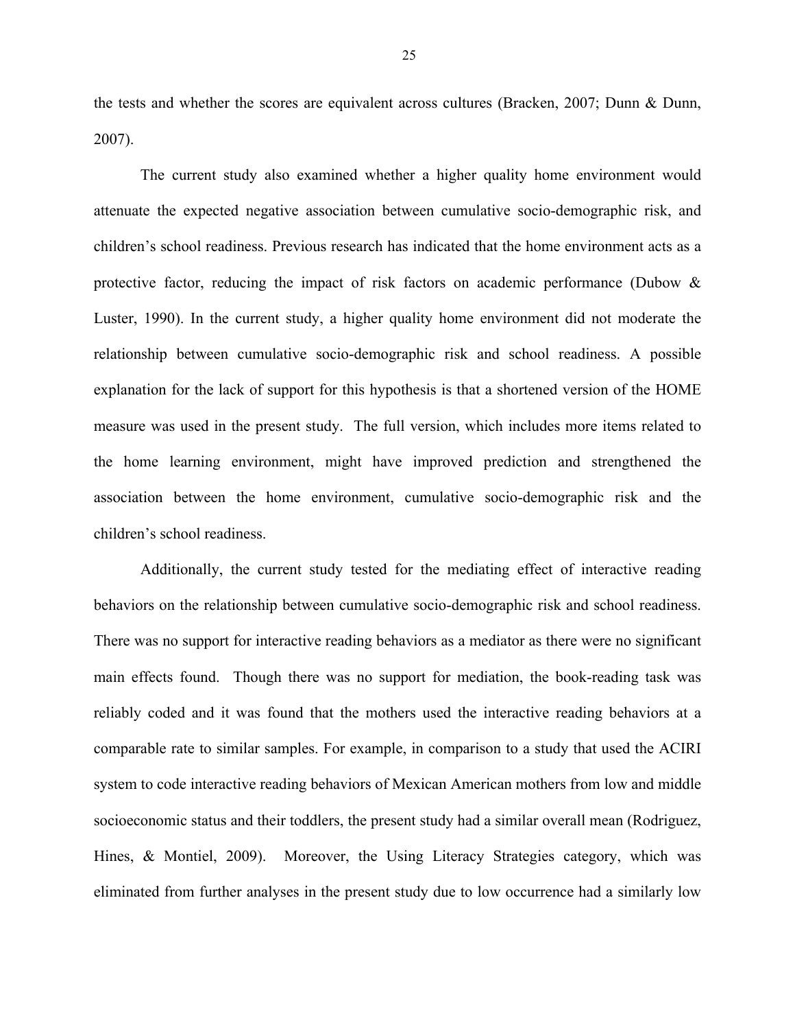the tests and whether the scores are equivalent across cultures (Bracken, 2007; Dunn & Dunn, 2007).

The current study also examined whether a higher quality home environment would attenuate the expected negative association between cumulative socio-demographic risk, and children's school readiness. Previous research has indicated that the home environment acts as a protective factor, reducing the impact of risk factors on academic performance (Dubow & Luster, 1990). In the current study, a higher quality home environment did not moderate the relationship between cumulative socio-demographic risk and school readiness. A possible explanation for the lack of support for this hypothesis is that a shortened version of the HOME measure was used in the present study. The full version, which includes more items related to the home learning environment, might have improved prediction and strengthened the association between the home environment, cumulative socio-demographic risk and the children's school readiness.

Additionally, the current study tested for the mediating effect of interactive reading behaviors on the relationship between cumulative socio-demographic risk and school readiness. There was no support for interactive reading behaviors as a mediator as there were no significant main effects found. Though there was no support for mediation, the book-reading task was reliably coded and it was found that the mothers used the interactive reading behaviors at a comparable rate to similar samples. For example, in comparison to a study that used the ACIRI system to code interactive reading behaviors of Mexican American mothers from low and middle socioeconomic status and their toddlers, the present study had a similar overall mean (Rodriguez, Hines, & Montiel, 2009). Moreover, the Using Literacy Strategies category, which was eliminated from further analyses in the present study due to low occurrence had a similarly low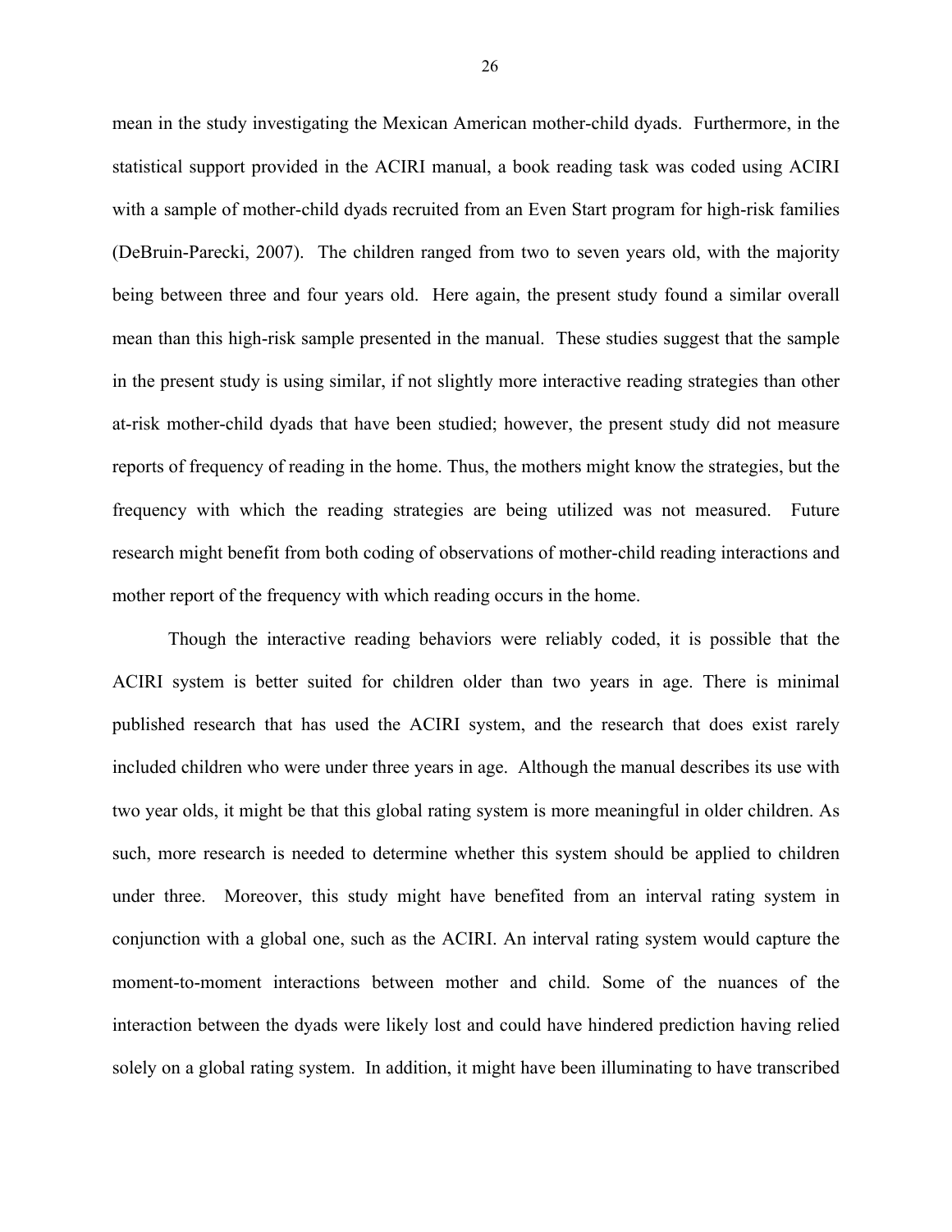mean in the study investigating the Mexican American mother-child dyads. Furthermore, in the statistical support provided in the ACIRI manual, a book reading task was coded using ACIRI with a sample of mother-child dyads recruited from an Even Start program for high-risk families (DeBruin-Parecki, 2007). The children ranged from two to seven years old, with the majority being between three and four years old. Here again, the present study found a similar overall mean than this high-risk sample presented in the manual. These studies suggest that the sample in the present study is using similar, if not slightly more interactive reading strategies than other at-risk mother-child dyads that have been studied; however, the present study did not measure reports of frequency of reading in the home. Thus, the mothers might know the strategies, but the frequency with which the reading strategies are being utilized was not measured. Future research might benefit from both coding of observations of mother-child reading interactions and mother report of the frequency with which reading occurs in the home.

Though the interactive reading behaviors were reliably coded, it is possible that the ACIRI system is better suited for children older than two years in age. There is minimal published research that has used the ACIRI system, and the research that does exist rarely included children who were under three years in age. Although the manual describes its use with two year olds, it might be that this global rating system is more meaningful in older children. As such, more research is needed to determine whether this system should be applied to children under three. Moreover, this study might have benefited from an interval rating system in conjunction with a global one, such as the ACIRI. An interval rating system would capture the moment-to-moment interactions between mother and child. Some of the nuances of the interaction between the dyads were likely lost and could have hindered prediction having relied solely on a global rating system. In addition, it might have been illuminating to have transcribed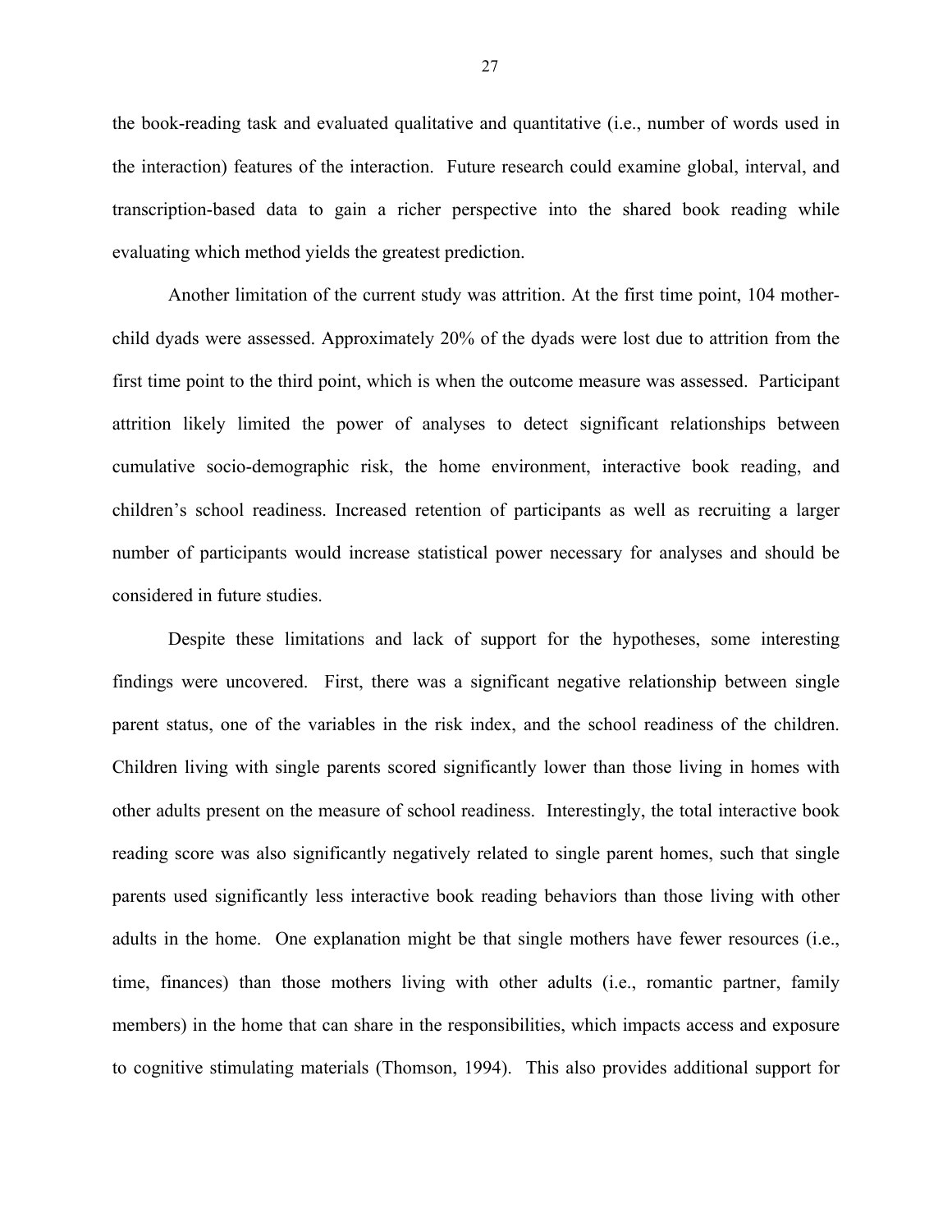the book-reading task and evaluated qualitative and quantitative (i.e., number of words used in the interaction) features of the interaction. Future research could examine global, interval, and transcription-based data to gain a richer perspective into the shared book reading while evaluating which method yields the greatest prediction.

Another limitation of the current study was attrition. At the first time point, 104 mother-child dyads were assessed. Approximately 20% of the dyads were lost due to attrition from the first time point to the third point, which is when the outcome measure was assessed. Participant attrition likely limited the power of analyses to detect significant relationships between cumulative socio-demographic risk, the home environment, interactive book reading, and children's school readiness. Increased retention of participants as well as recruiting a larger number of participants would increase statistical power necessary for analyses and should be considered in future studies.

Despite these limitations and lack of support for the hypotheses, some interesting findings were uncovered. First, there was a significant negative relationship between single parent status, one of the variables in the risk index, and the school readiness of the children. Children living with single parents scored significantly lower than those living in homes with other adults present on the measure of school readiness. Interestingly, the total interactive book reading score was also significantly negatively related to single parent homes, such that single parents used significantly less interactive book reading behaviors than those living with other adults in the home. One explanation might be that single mothers have fewer resources (i.e., time, finances) than those mothers living with other adults (i.e., romantic partner, family members) in the home that can share in the responsibilities, which impacts access and exposure to cognitive stimulating materials (Thomson, 1994). This also provides additional support for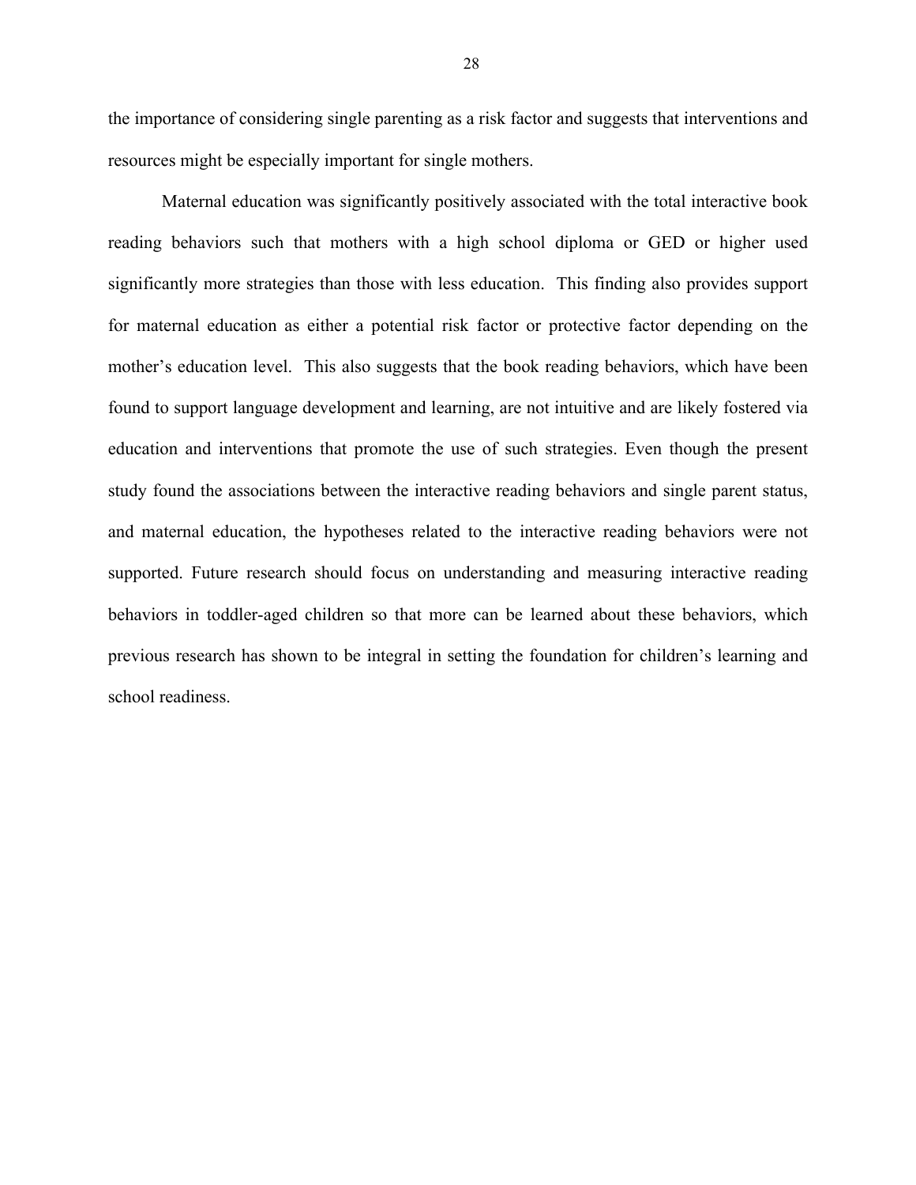the importance of considering single parenting as a risk factor and suggests that interventions and resources might be especially important for single mothers.

Maternal education was significantly positively associated with the total interactive book reading behaviors such that mothers with a high school diploma or GED or higher used significantly more strategies than those with less education. This finding also provides support for maternal education as either a potential risk factor or protective factor depending on the mother's education level. This also suggests that the book reading behaviors, which have been found to support language development and learning, are not intuitive and are likely fostered via education and interventions that promote the use of such strategies. Even though the present study found the associations between the interactive reading behaviors and single parent status, and maternal education, the hypotheses related to the interactive reading behaviors were not supported. Future research should focus on understanding and measuring interactive reading behaviors in toddler-aged children so that more can be learned about these behaviors, which previous research has shown to be integral in setting the foundation for children's learning and school readiness.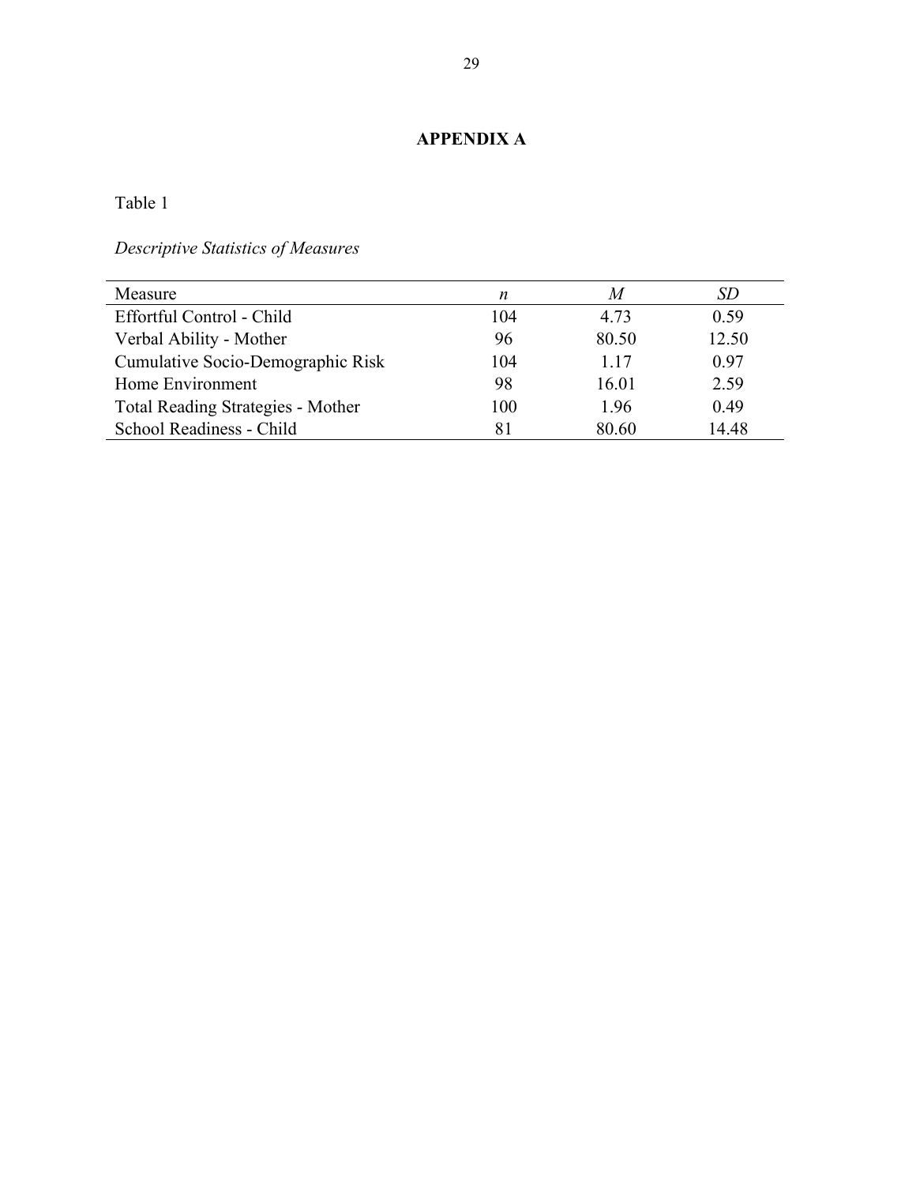## APPENDIX A

Table 1

*Descriptive Statistics of Measures*

| Measure | *n* | *M* | *SD* |
|---|---|---|---|
| Effortful Control - Child | 104 | 4.73 | 0.59 |
| Verbal Ability - Mother | 96 | 80.50 | 12.50 |
| Cumulative Socio-Demographic Risk | 104 | 1.17 | 0.97 |
| Home Environment | 98 | 16.01 | 2.59 |
| Total Reading Strategies - Mother | 100 | 1.96 | 0.49 |
| School Readiness - Child | 81 | 80.60 | 14.48 |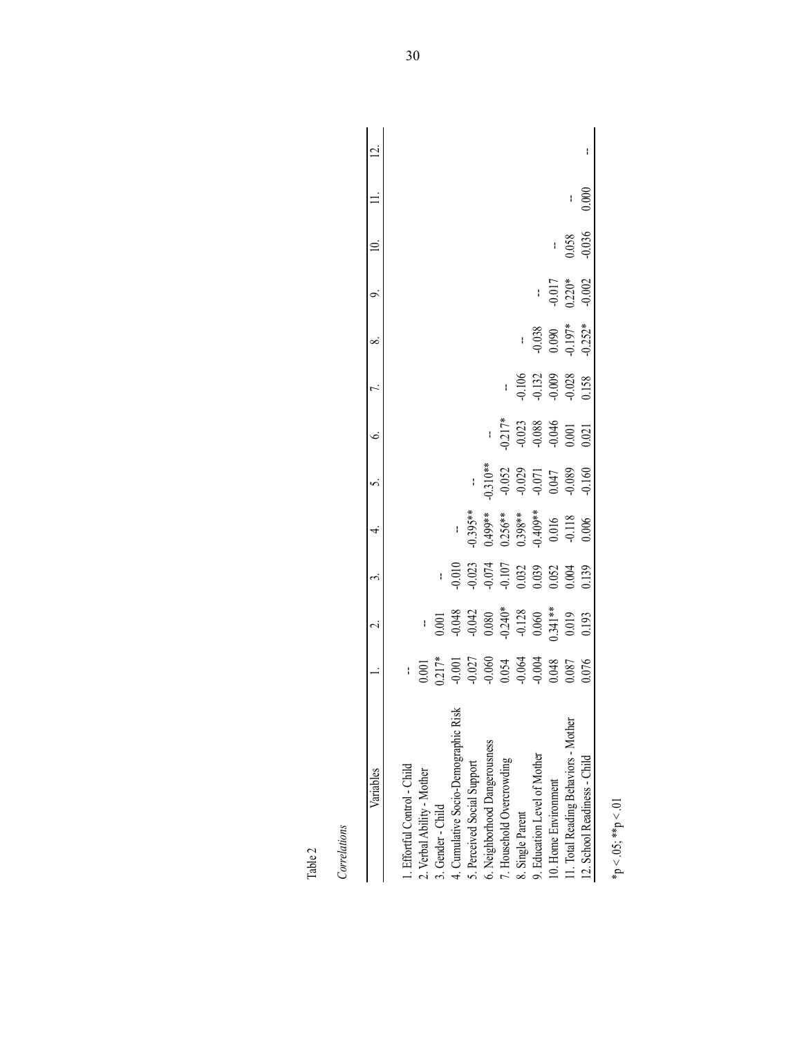Table 2

*Correlations*

| Variables | 1. | 2. | 3. | 4. | 5. | 6. | 7. | 8. | 9. | 10. | 11. | 12. |
|---|---|---|---|---|---|---|---|---|---|---|---|---|
| 1. Effortful Control - Child | -- | | | | | | | | | | | |
| 2. Verbal Ability - Mother | 0.001 | -- | | | | | | | | | | |
| 3. Gender - Child | 0.217* | 0.001 | -- | | | | | | | | | |
| 4. Cumulative Socio-Demographic Risk | -0.001 | -0.048 | -0.010 | -- | | | | | | | | |
| 5. Perceived Social Support | -0.027 | -0.042 | -0.023 | -0.395** | -- | | | | | | | |
| 6. Neighborhood Dangerousness | -0.060 | 0.080 | -0.074 | 0.499** | -0.310** | -- | | | | | | |
| 7. Household Overcrowding | 0.054 | -0.240* | -0.107 | 0.256** | -0.052 | -0.217* | -- | | | | | |
| 8. Single Parent | -0.064 | -0.128 | 0.032 | 0.398** | -0.029 | -0.023 | -0.106 | -- | | | | |
| 9. Education Level of Mother | -0.004 | 0.060 | 0.039 | -0.409** | -0.071 | -0.088 | -0.132 | -0.038 | -- | | | |
| 10. Home Environment | 0.048 | 0.341** | 0.052 | 0.016 | 0.047 | -0.046 | -0.009 | 0.090 | -0.017 | -- | | |
| 11. Total Reading Behaviors - Mother | 0.087 | 0.019 | 0.004 | -0.118 | -0.089 | 0.001 | -0.028 | -0.197* | 0.220* | 0.058 | -- | |
| 12. School Readiness - Child | 0.076 | 0.193 | 0.139 | 0.006 | -0.160 | 0.021 | 0.158 | -0.252* | -0.002 | -0.036 | 0.000 | -- |

*p < .05; **p < .01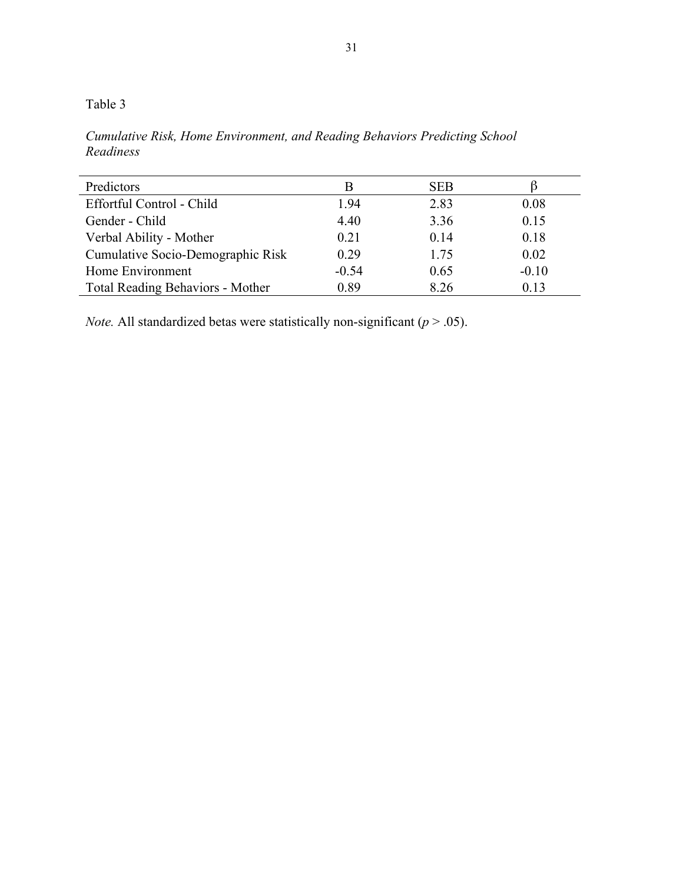Table 3

*Cumulative Risk, Home Environment, and Reading Behaviors Predicting School Readiness*

| Predictors | B | SEB | β |
|---|---|---|---|
| Effortful Control - Child | 1.94 | 2.83 | 0.08 |
| Gender - Child | 4.40 | 3.36 | 0.15 |
| Verbal Ability - Mother | 0.21 | 0.14 | 0.18 |
| Cumulative Socio-Demographic Risk | 0.29 | 1.75 | 0.02 |
| Home Environment | -0.54 | 0.65 | -0.10 |
| Total Reading Behaviors - Mother | 0.89 | 8.26 | 0.13 |

*Note.* All standardized betas were statistically non-significant ($p > .05$).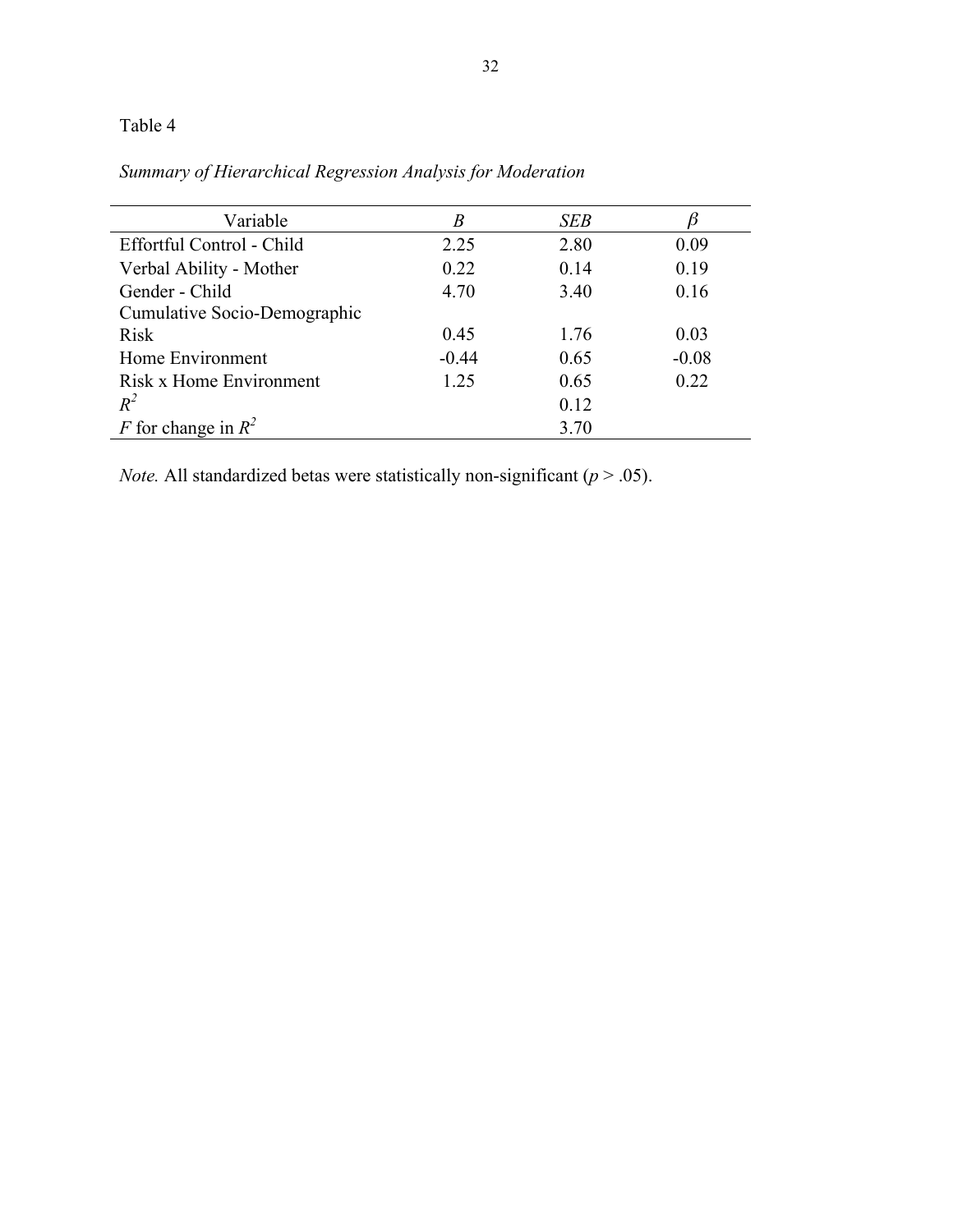Table 4

*Summary of Hierarchical Regression Analysis for Moderation*

| Variable | *B* | *SEB* | $\beta$ |
|---|---|---|---|
| Effortful Control - Child | 2.25 | 2.80 | 0.09 |
| Verbal Ability - Mother | 0.22 | 0.14 | 0.19 |
| Gender - Child | 4.70 | 3.40 | 0.16 |
| Cumulative Socio-Demographic Risk | 0.45 | 1.76 | 0.03 |
| Home Environment | -0.44 | 0.65 | -0.08 |
| Risk x Home Environment | 1.25 | 0.65 | 0.22 |
| $R^2$ | | 0.12 | |
| $F$ for change in $R^2$ | | 3.70 | |

*Note.* All standardized betas were statistically non-significant ($p > .05$).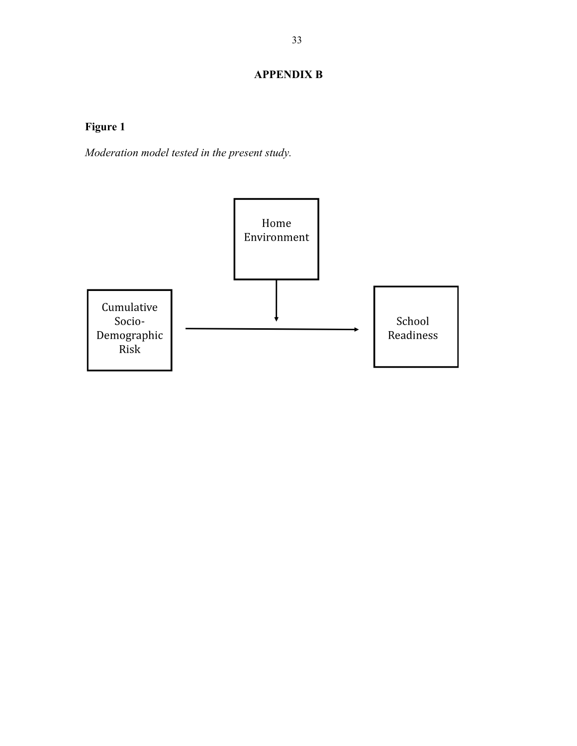# APPENDIX B

**Figure 1**

*Moderation model tested in the present study.*

Home Environment

Cumulative Socio-Demographic Risk

School Readiness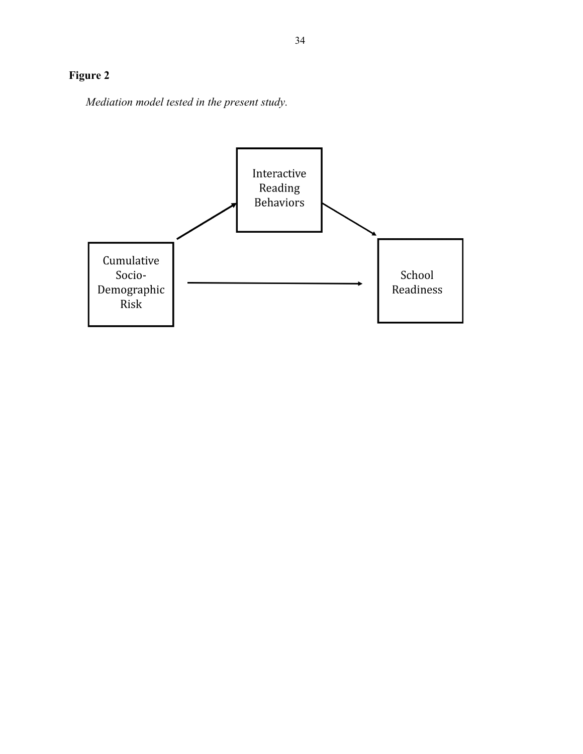**Figure 2**

*Mediation model tested in the present study.*

Interactive Reading Behaviors

Cumulative Socio-Demographic Risk

School Readiness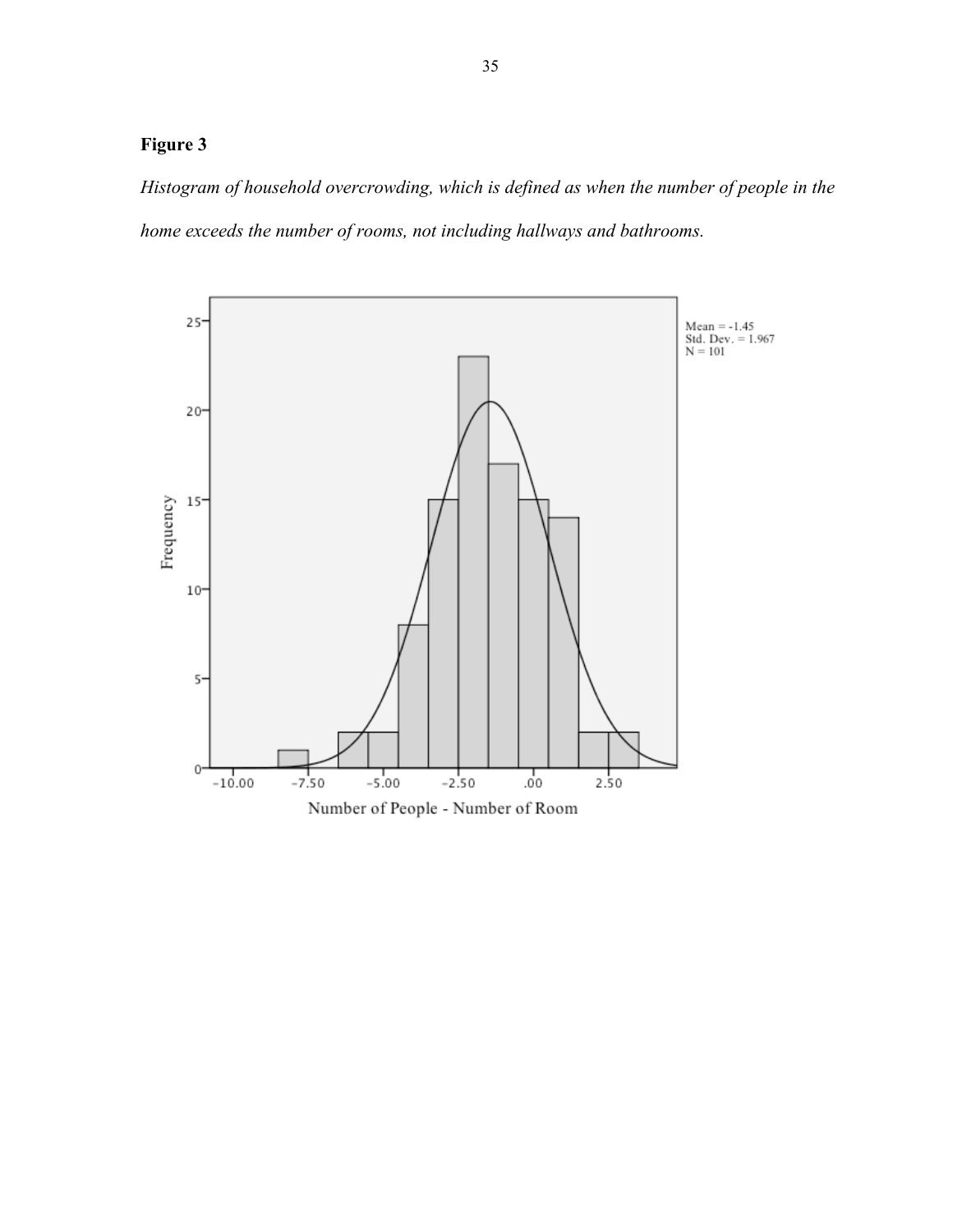**Figure 3**

*Histogram of household overcrowding, which is defined as when the number of people in the home exceeds the number of rooms, not including hallways and bathrooms.*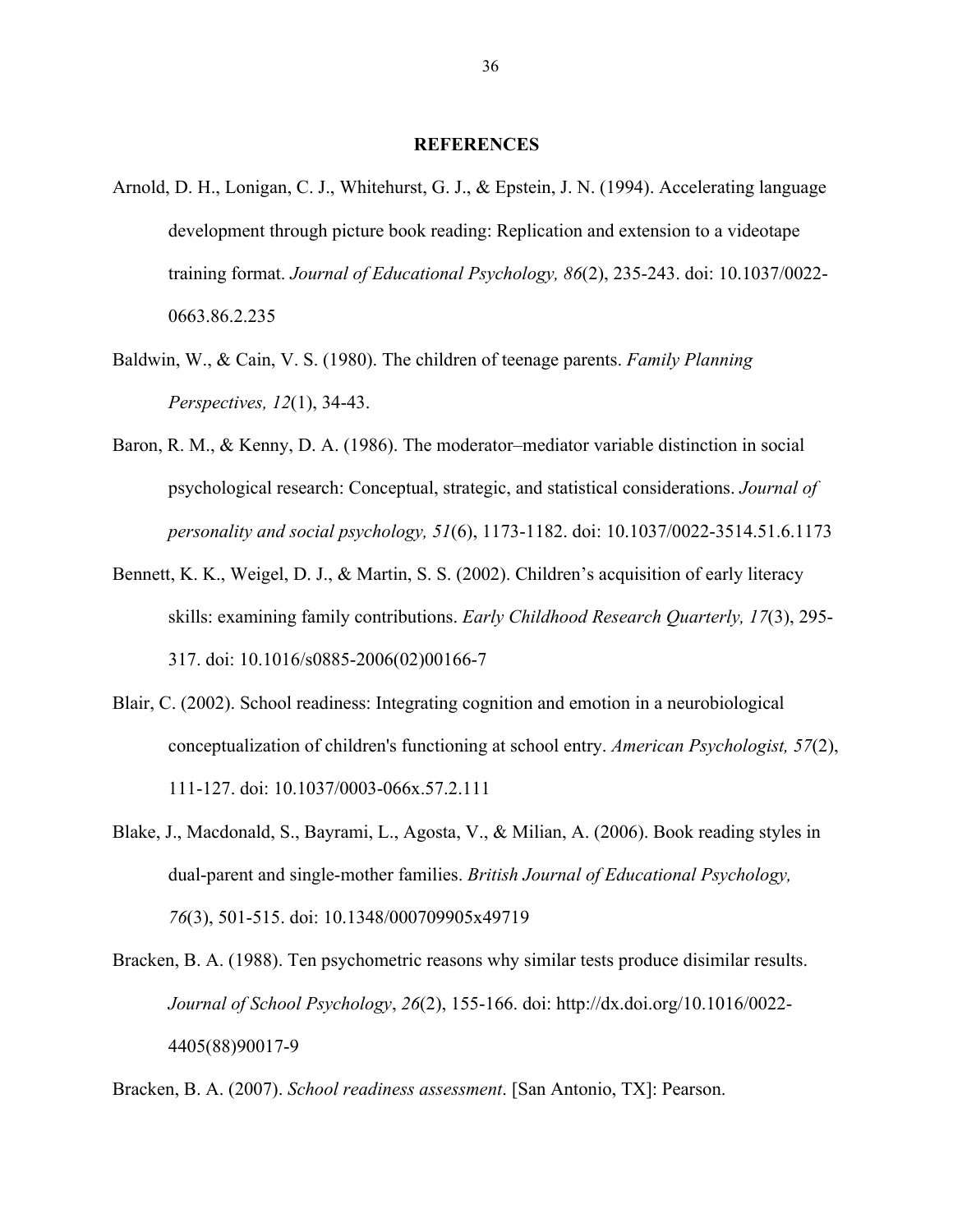## REFERENCES

Arnold, D. H., Lonigan, C. J., Whitehurst, G. J., & Epstein, J. N. (1994). Accelerating language development through picture book reading: Replication and extension to a videotape training format. *Journal of Educational Psychology, 86*(2), 235-243. doi: 10.1037/0022-0663.86.2.235

Baldwin, W., & Cain, V. S. (1980). The children of teenage parents. *Family Planning Perspectives, 12*(1), 34-43.

Baron, R. M., & Kenny, D. A. (1986). The moderator–mediator variable distinction in social psychological research: Conceptual, strategic, and statistical considerations. *Journal of personality and social psychology, 51*(6), 1173-1182. doi: 10.1037/0022-3514.51.6.1173

Bennett, K. K., Weigel, D. J., & Martin, S. S. (2002). Children's acquisition of early literacy skills: examining family contributions. *Early Childhood Research Quarterly, 17*(3), 295-317. doi: 10.1016/s0885-2006(02)00166-7

Blair, C. (2002). School readiness: Integrating cognition and emotion in a neurobiological conceptualization of children's functioning at school entry. *American Psychologist, 57*(2), 111-127. doi: 10.1037/0003-066x.57.2.111

Blake, J., Macdonald, S., Bayrami, L., Agosta, V., & Milian, A. (2006). Book reading styles in dual-parent and single-mother families. *British Journal of Educational Psychology, 76*(3), 501-515. doi: 10.1348/000709905x49719

Bracken, B. A. (1988). Ten psychometric reasons why similar tests produce disimilar results. *Journal of School Psychology*, *26*(2), 155-166. doi: http://dx.doi.org/10.1016/0022-4405(88)90017-9

Bracken, B. A. (2007). *School readiness assessment*. [San Antonio, TX]: Pearson.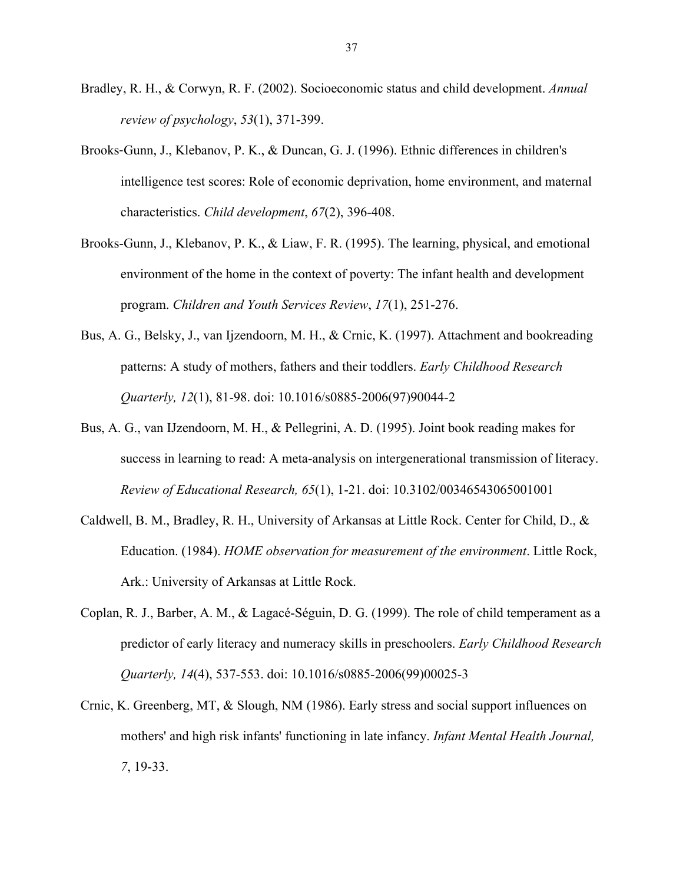Bradley, R. H., & Corwyn, R. F. (2002). Socioeconomic status and child development. *Annual review of psychology*, *53*(1), 371-399.

Brooks‐Gunn, J., Klebanov, P. K., & Duncan, G. J. (1996). Ethnic differences in children's intelligence test scores: Role of economic deprivation, home environment, and maternal characteristics. *Child development*, *67*(2), 396-408.

Brooks-Gunn, J., Klebanov, P. K., & Liaw, F. R. (1995). The learning, physical, and emotional environment of the home in the context of poverty: The infant health and development program. *Children and Youth Services Review*, *17*(1), 251-276.

Bus, A. G., Belsky, J., van Ijzendoorn, M. H., & Crnic, K. (1997). Attachment and bookreading patterns: A study of mothers, fathers and their toddlers. *Early Childhood Research Quarterly, 12*(1), 81-98. doi: 10.1016/s0885-2006(97)90044-2

Bus, A. G., van IJzendoorn, M. H., & Pellegrini, A. D. (1995). Joint book reading makes for success in learning to read: A meta-analysis on intergenerational transmission of literacy. *Review of Educational Research, 65*(1), 1-21. doi: 10.3102/00346543065001001

Caldwell, B. M., Bradley, R. H., University of Arkansas at Little Rock. Center for Child, D., & Education. (1984). *HOME observation for measurement of the environment*. Little Rock, Ark.: University of Arkansas at Little Rock.

Coplan, R. J., Barber, A. M., & Lagacé-Séguin, D. G. (1999). The role of child temperament as a predictor of early literacy and numeracy skills in preschoolers. *Early Childhood Research Quarterly, 14*(4), 537-553. doi: 10.1016/s0885-2006(99)00025-3

Crnic, K. Greenberg, MT, & Slough, NM (1986). Early stress and social support influences on mothers' and high risk infants' functioning in late infancy. *Infant Mental Health Journal, 7*, 19-33.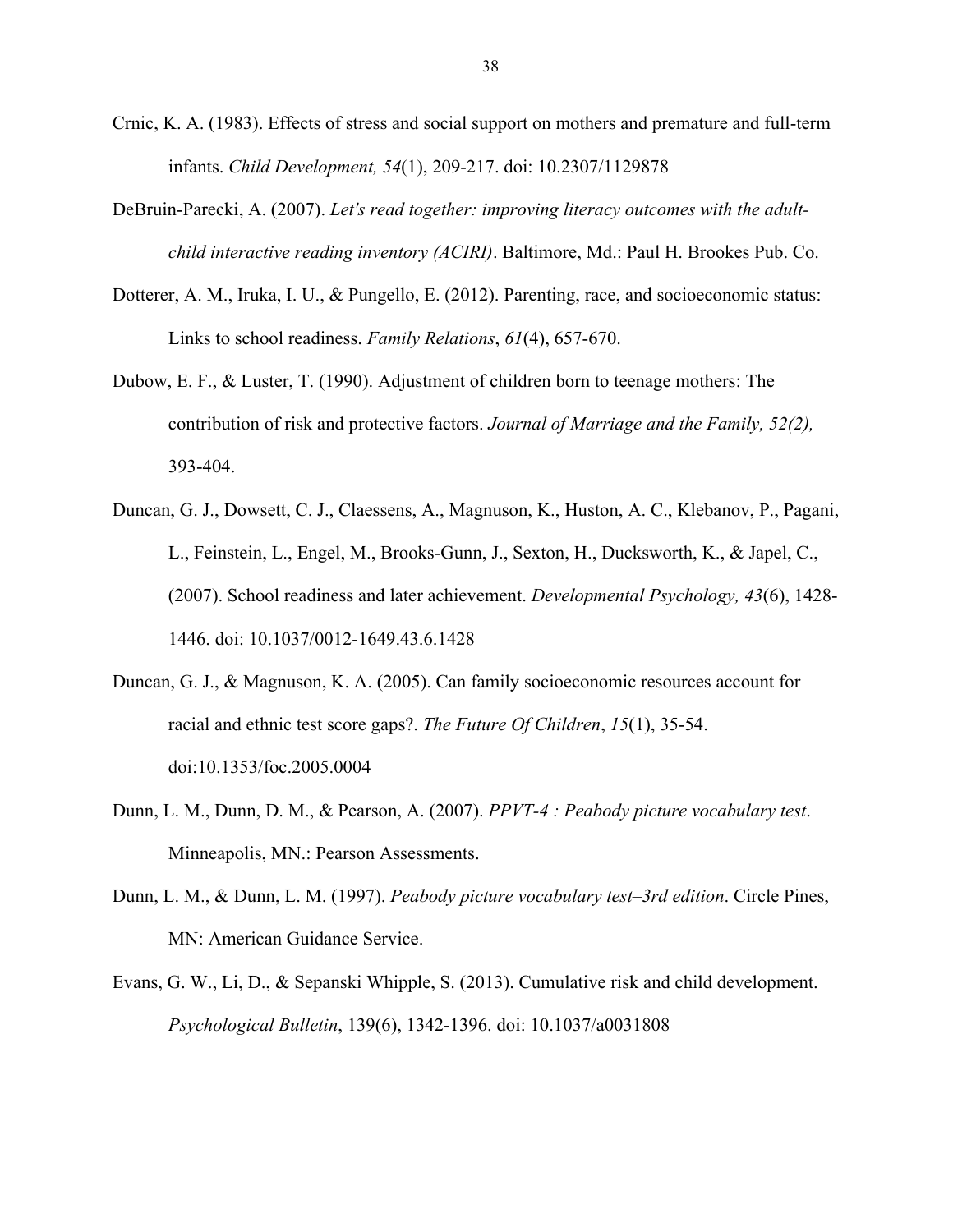Crnic, K. A. (1983). Effects of stress and social support on mothers and premature and full-term infants. *Child Development, 54*(1), 209-217. doi: 10.2307/1129878

DeBruin-Parecki, A. (2007). *Let's read together: improving literacy outcomes with the adult-child interactive reading inventory (ACIRI)*. Baltimore, Md.: Paul H. Brookes Pub. Co.

Dotterer, A. M., Iruka, I. U., & Pungello, E. (2012). Parenting, race, and socioeconomic status: Links to school readiness. *Family Relations*, *61*(4), 657-670.

Dubow, E. F., & Luster, T. (1990). Adjustment of children born to teenage mothers: The contribution of risk and protective factors. *Journal of Marriage and the Family, 52(2),* 393-404.

Duncan, G. J., Dowsett, C. J., Claessens, A., Magnuson, K., Huston, A. C., Klebanov, P., Pagani, L., Feinstein, L., Engel, M., Brooks-Gunn, J., Sexton, H., Ducksworth, K., & Japel, C., (2007). School readiness and later achievement. *Developmental Psychology, 43*(6), 1428-1446. doi: 10.1037/0012-1649.43.6.1428

Duncan, G. J., & Magnuson, K. A. (2005). Can family socioeconomic resources account for racial and ethnic test score gaps?. *The Future Of Children*, *15*(1), 35-54. doi:10.1353/foc.2005.0004

Dunn, L. M., Dunn, D. M., & Pearson, A. (2007). *PPVT-4 : Peabody picture vocabulary test*. Minneapolis, MN.: Pearson Assessments.

Dunn, L. M., & Dunn, L. M. (1997). *Peabody picture vocabulary test–3rd edition*. Circle Pines, MN: American Guidance Service.

Evans, G. W., Li, D., & Sepanski Whipple, S. (2013). Cumulative risk and child development. *Psychological Bulletin*, 139(6), 1342-1396. doi: 10.1037/a0031808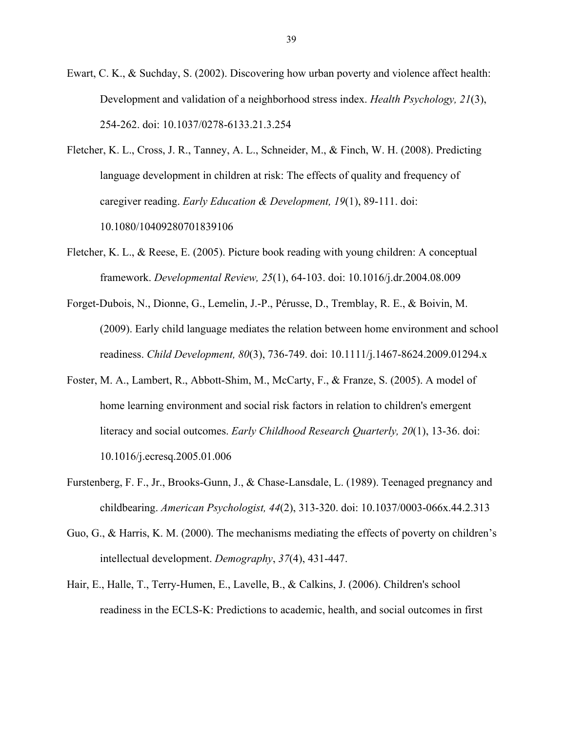Ewart, C. K., & Suchday, S. (2002). Discovering how urban poverty and violence affect health: Development and validation of a neighborhood stress index. *Health Psychology, 21*(3), 254-262. doi: 10.1037/0278-6133.21.3.254

Fletcher, K. L., Cross, J. R., Tanney, A. L., Schneider, M., & Finch, W. H. (2008). Predicting language development in children at risk: The effects of quality and frequency of caregiver reading. *Early Education & Development, 19*(1), 89-111. doi: 10.1080/10409280701839106

Fletcher, K. L., & Reese, E. (2005). Picture book reading with young children: A conceptual framework. *Developmental Review, 25*(1), 64-103. doi: 10.1016/j.dr.2004.08.009

Forget-Dubois, N., Dionne, G., Lemelin, J.-P., Pérusse, D., Tremblay, R. E., & Boivin, M. (2009). Early child language mediates the relation between home environment and school readiness. *Child Development, 80*(3), 736-749. doi: 10.1111/j.1467-8624.2009.01294.x

Foster, M. A., Lambert, R., Abbott-Shim, M., McCarty, F., & Franze, S. (2005). A model of home learning environment and social risk factors in relation to children's emergent literacy and social outcomes. *Early Childhood Research Quarterly, 20*(1), 13-36. doi: 10.1016/j.ecresq.2005.01.006

Furstenberg, F. F., Jr., Brooks-Gunn, J., & Chase-Lansdale, L. (1989). Teenaged pregnancy and childbearing. *American Psychologist, 44*(2), 313-320. doi: 10.1037/0003-066x.44.2.313

Guo, G., & Harris, K. M. (2000). The mechanisms mediating the effects of poverty on children's intellectual development. *Demography*, *37*(4), 431-447.

Hair, E., Halle, T., Terry-Humen, E., Lavelle, B., & Calkins, J. (2006). Children's school readiness in the ECLS-K: Predictions to academic, health, and social outcomes in first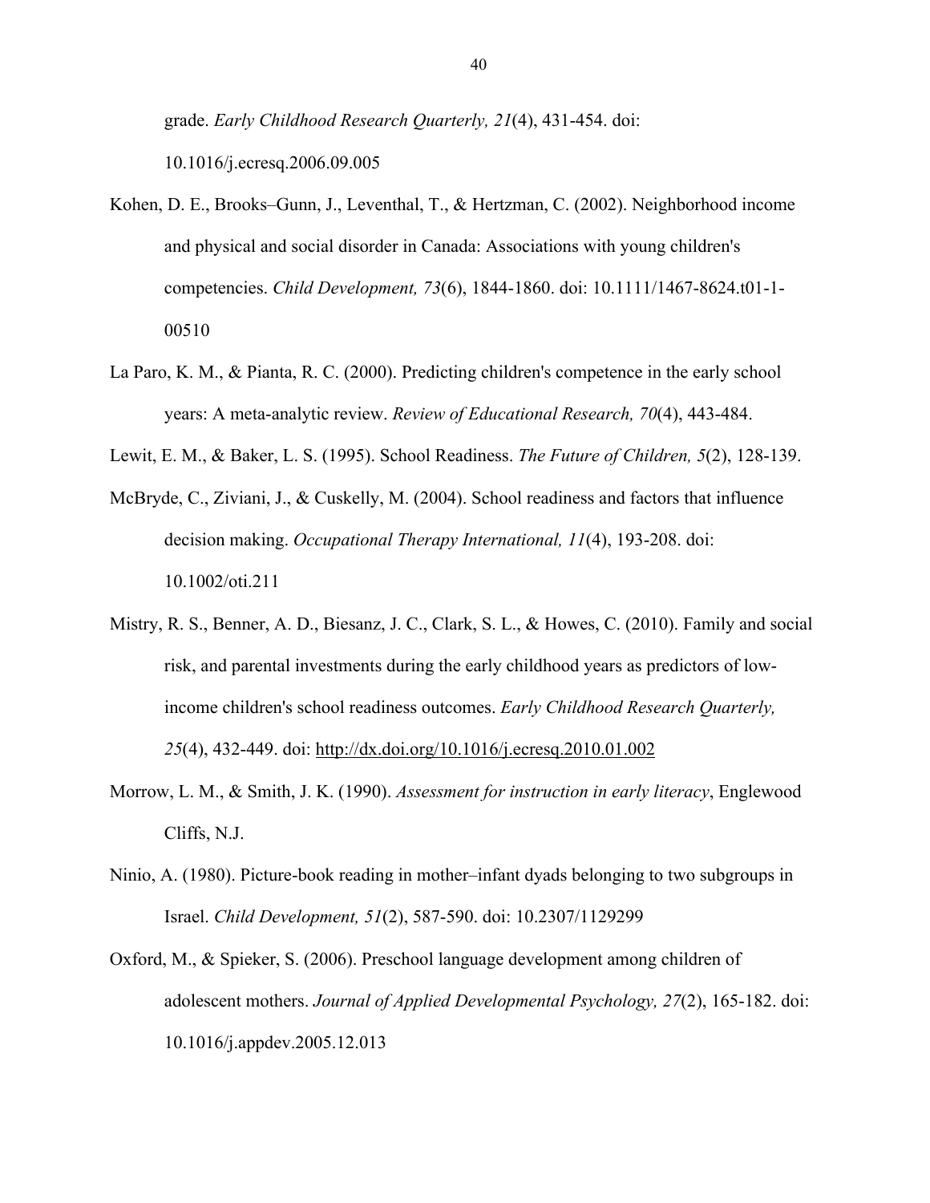grade. *Early Childhood Research Quarterly, 21*(4), 431-454. doi: 10.1016/j.ecresq.2006.09.005

Kohen, D. E., Brooks–Gunn, J., Leventhal, T., & Hertzman, C. (2002). Neighborhood income and physical and social disorder in Canada: Associations with young children's competencies. *Child Development, 73*(6), 1844-1860. doi: 10.1111/1467-8624.t01-1-00510

La Paro, K. M., & Pianta, R. C. (2000). Predicting children's competence in the early school years: A meta-analytic review. *Review of Educational Research, 70*(4), 443-484.

Lewit, E. M., & Baker, L. S. (1995). School Readiness. *The Future of Children, 5*(2), 128-139.

McBryde, C., Ziviani, J., & Cuskelly, M. (2004). School readiness and factors that influence decision making. *Occupational Therapy International, 11*(4), 193-208. doi: 10.1002/oti.211

Mistry, R. S., Benner, A. D., Biesanz, J. C., Clark, S. L., & Howes, C. (2010). Family and social risk, and parental investments during the early childhood years as predictors of low-income children's school readiness outcomes. *Early Childhood Research Quarterly, 25*(4), 432-449. doi: http://dx.doi.org/10.1016/j.ecresq.2010.01.002

Morrow, L. M., & Smith, J. K. (1990). *Assessment for instruction in early literacy*, Englewood Cliffs, N.J.

Ninio, A. (1980). Picture-book reading in mother–infant dyads belonging to two subgroups in Israel. *Child Development, 51*(2), 587-590. doi: 10.2307/1129299

Oxford, M., & Spieker, S. (2006). Preschool language development among children of adolescent mothers. *Journal of Applied Developmental Psychology, 27*(2), 165-182. doi: 10.1016/j.appdev.2005.12.013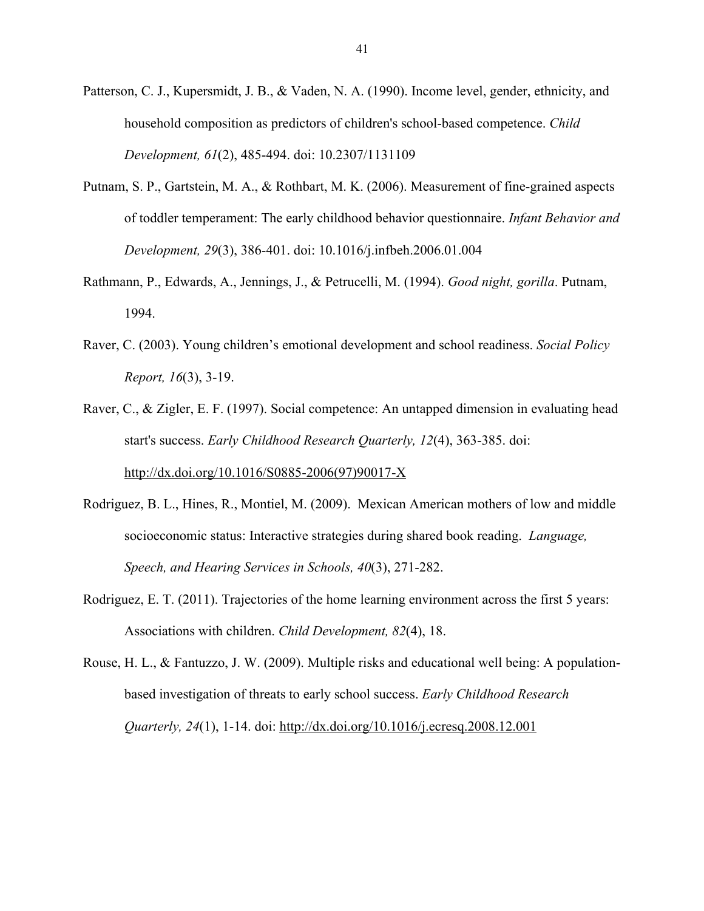Patterson, C. J., Kupersmidt, J. B., & Vaden, N. A. (1990). Income level, gender, ethnicity, and household composition as predictors of children's school-based competence. *Child Development, 61*(2), 485-494. doi: 10.2307/1131109

Putnam, S. P., Gartstein, M. A., & Rothbart, M. K. (2006). Measurement of fine-grained aspects of toddler temperament: The early childhood behavior questionnaire. *Infant Behavior and Development, 29*(3), 386-401. doi: 10.1016/j.infbeh.2006.01.004

Rathmann, P., Edwards, A., Jennings, J., & Petrucelli, M. (1994). *Good night, gorilla*. Putnam, 1994.

Raver, C. (2003). Young children's emotional development and school readiness. *Social Policy Report, 16*(3), 3-19.

Raver, C., & Zigler, E. F. (1997). Social competence: An untapped dimension in evaluating head start's success. *Early Childhood Research Quarterly, 12*(4), 363-385. doi: http://dx.doi.org/10.1016/S0885-2006(97)90017-X

Rodriguez, B. L., Hines, R., Montiel, M. (2009). Mexican American mothers of low and middle socioeconomic status: Interactive strategies during shared book reading. *Language, Speech, and Hearing Services in Schools, 40*(3), 271-282.

Rodriguez, E. T. (2011). Trajectories of the home learning environment across the first 5 years: Associations with children. *Child Development, 82*(4), 18.

Rouse, H. L., & Fantuzzo, J. W. (2009). Multiple risks and educational well being: A population-based investigation of threats to early school success. *Early Childhood Research Quarterly, 24*(1), 1-14. doi: http://dx.doi.org/10.1016/j.ecresq.2008.12.001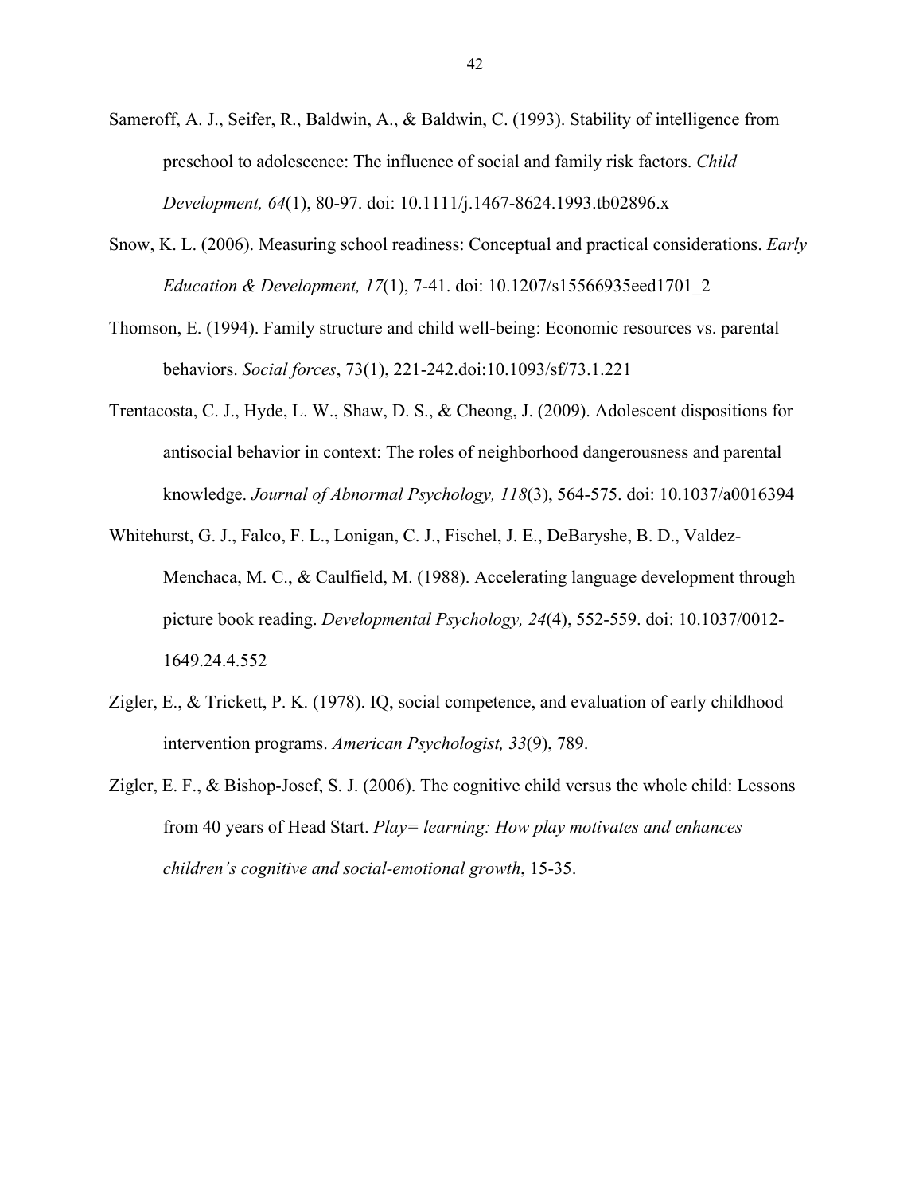Sameroff, A. J., Seifer, R., Baldwin, A., & Baldwin, C. (1993). Stability of intelligence from preschool to adolescence: The influence of social and family risk factors. *Child Development, 64*(1), 80-97. doi: 10.1111/j.1467-8624.1993.tb02896.x

Snow, K. L. (2006). Measuring school readiness: Conceptual and practical considerations. *Early Education & Development, 17*(1), 7-41. doi: 10.1207/s15566935eed1701_2

Thomson, E. (1994). Family structure and child well-being: Economic resources vs. parental behaviors. *Social forces*, 73(1), 221-242.doi:10.1093/sf/73.1.221

Trentacosta, C. J., Hyde, L. W., Shaw, D. S., & Cheong, J. (2009). Adolescent dispositions for antisocial behavior in context: The roles of neighborhood dangerousness and parental knowledge. *Journal of Abnormal Psychology, 118*(3), 564-575. doi: 10.1037/a0016394

Whitehurst, G. J., Falco, F. L., Lonigan, C. J., Fischel, J. E., DeBaryshe, B. D., Valdez-Menchaca, M. C., & Caulfield, M. (1988). Accelerating language development through picture book reading. *Developmental Psychology, 24*(4), 552-559. doi: 10.1037/0012-1649.24.4.552

Zigler, E., & Trickett, P. K. (1978). IQ, social competence, and evaluation of early childhood intervention programs. *American Psychologist, 33*(9), 789.

Zigler, E. F., & Bishop-Josef, S. J. (2006). The cognitive child versus the whole child: Lessons from 40 years of Head Start. *Play= learning: How play motivates and enhances children's cognitive and social-emotional growth*, 15-35.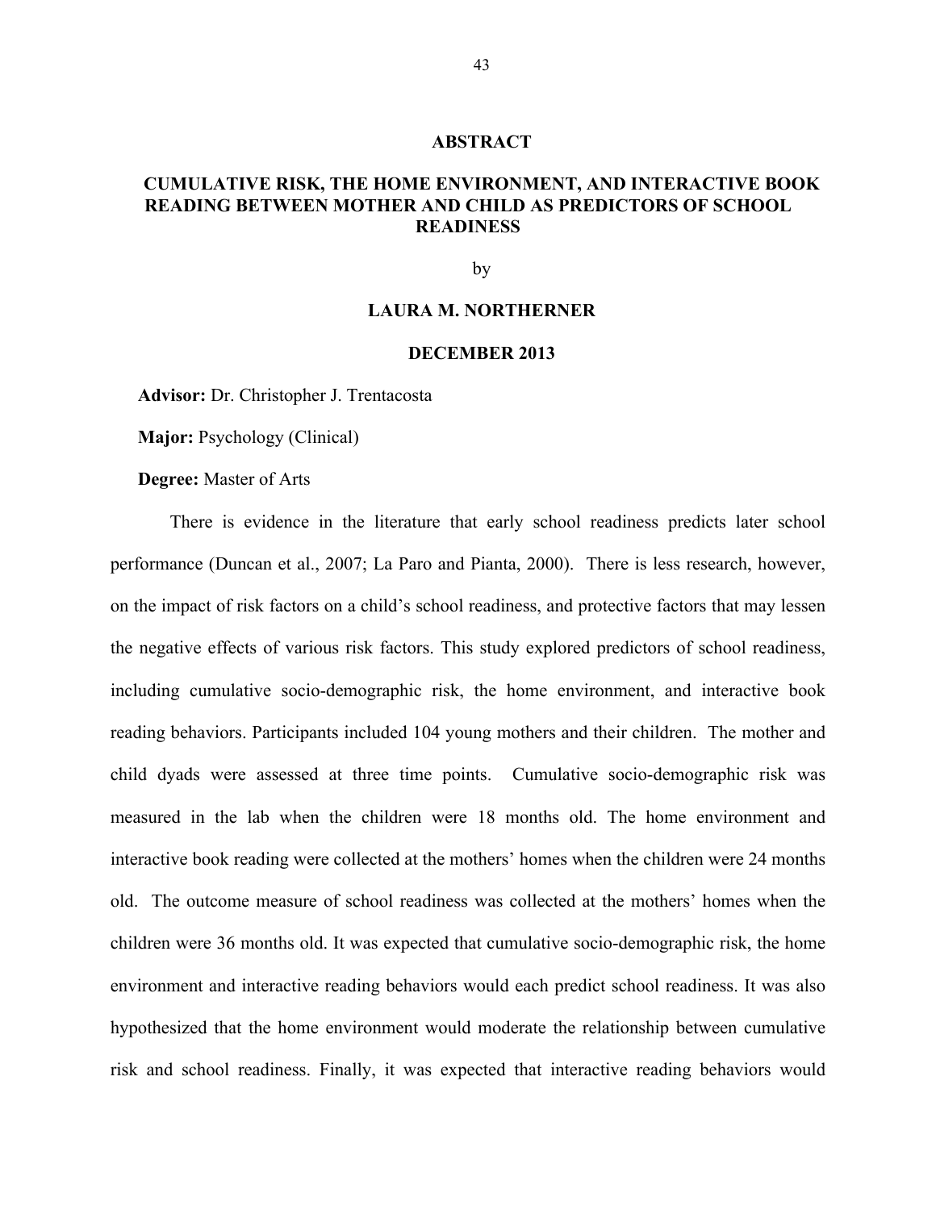## ABSTRACT

## CUMULATIVE RISK, THE HOME ENVIRONMENT, AND INTERACTIVE BOOK READING BETWEEN MOTHER AND CHILD AS PREDICTORS OF SCHOOL READINESS

by

**LAURA M. NORTHERNER**

**DECEMBER 2013**

**Advisor:** Dr. Christopher J. Trentacosta

**Major:** Psychology (Clinical)

**Degree:** Master of Arts

There is evidence in the literature that early school readiness predicts later school performance (Duncan et al., 2007; La Paro and Pianta, 2000). There is less research, however, on the impact of risk factors on a child's school readiness, and protective factors that may lessen the negative effects of various risk factors. This study explored predictors of school readiness, including cumulative socio-demographic risk, the home environment, and interactive book reading behaviors. Participants included 104 young mothers and their children. The mother and child dyads were assessed at three time points. Cumulative socio-demographic risk was measured in the lab when the children were 18 months old. The home environment and interactive book reading were collected at the mothers' homes when the children were 24 months old. The outcome measure of school readiness was collected at the mothers' homes when the children were 36 months old. It was expected that cumulative socio-demographic risk, the home environment and interactive reading behaviors would each predict school readiness. It was also hypothesized that the home environment would moderate the relationship between cumulative risk and school readiness. Finally, it was expected that interactive reading behaviors would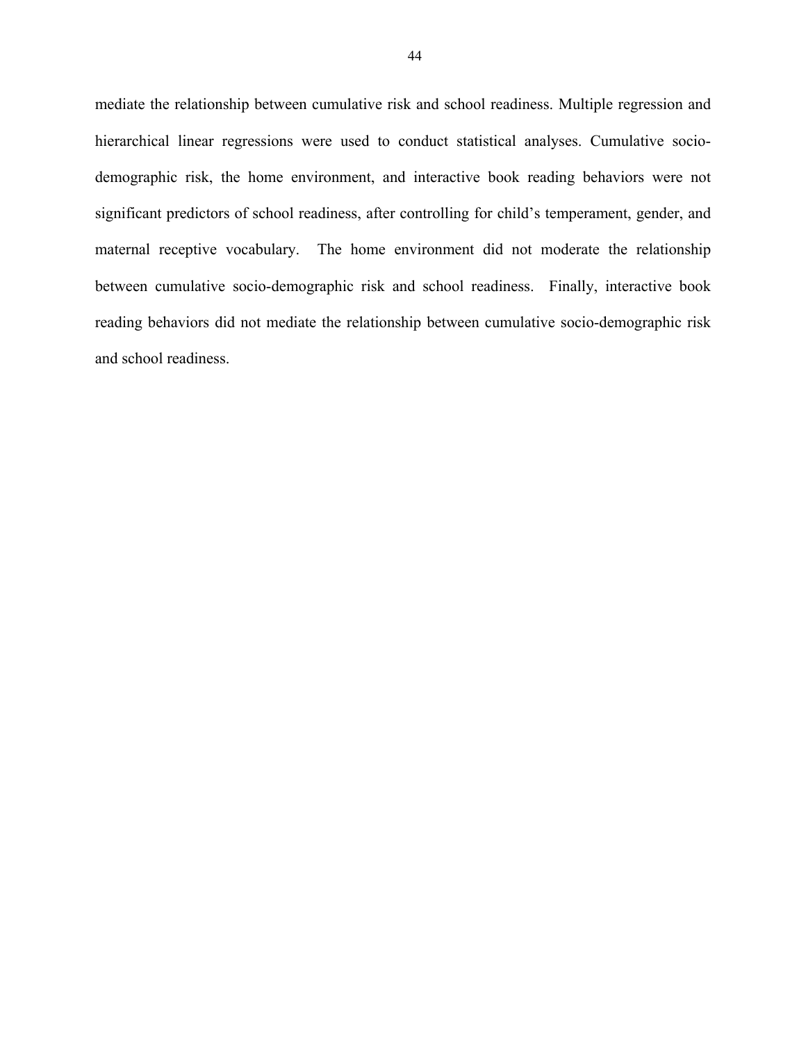mediate the relationship between cumulative risk and school readiness. Multiple regression and hierarchical linear regressions were used to conduct statistical analyses. Cumulative socio-demographic risk, the home environment, and interactive book reading behaviors were not significant predictors of school readiness, after controlling for child's temperament, gender, and maternal receptive vocabulary. The home environment did not moderate the relationship between cumulative socio-demographic risk and school readiness. Finally, interactive book reading behaviors did not mediate the relationship between cumulative socio-demographic risk and school readiness.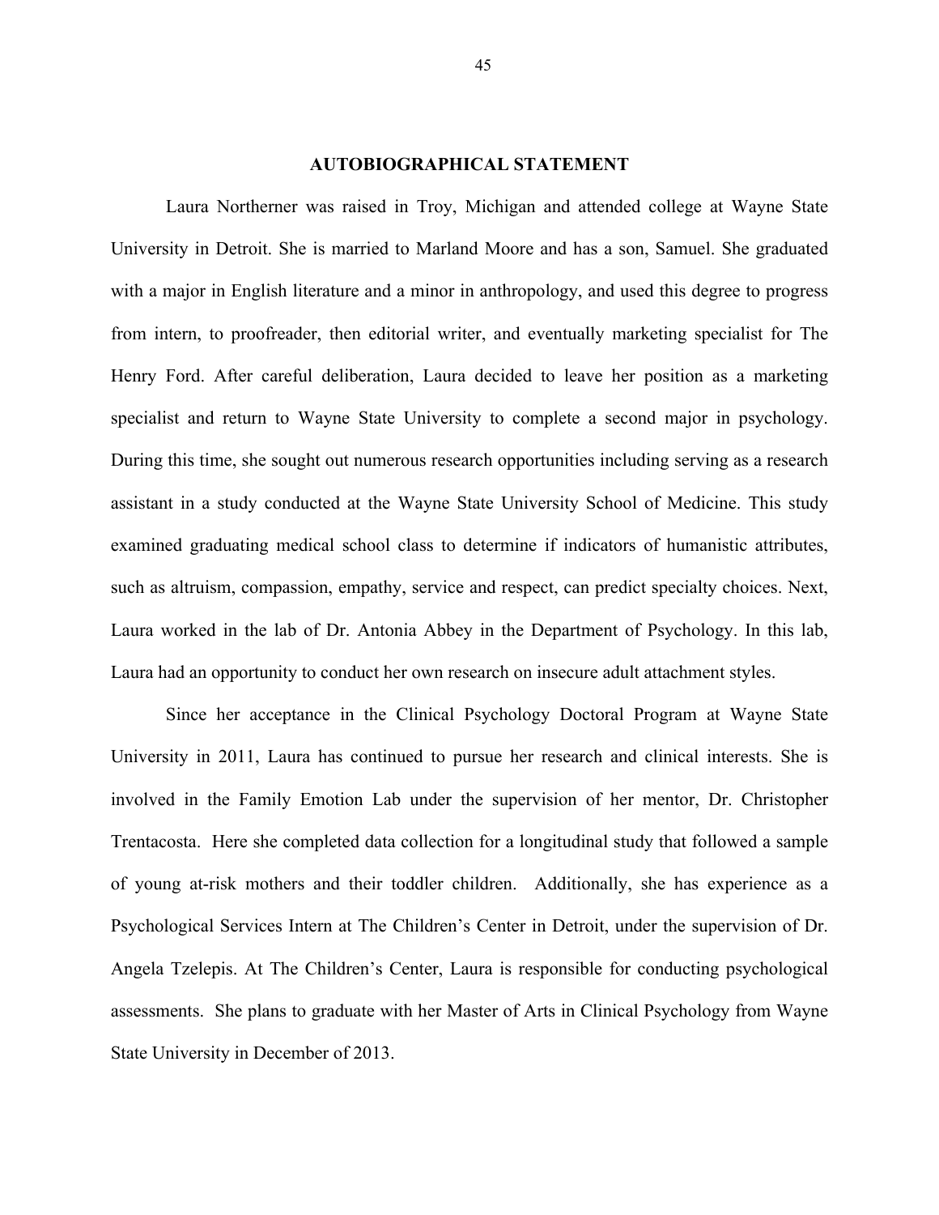## AUTOBIOGRAPHICAL STATEMENT

Laura Northerner was raised in Troy, Michigan and attended college at Wayne State University in Detroit. She is married to Marland Moore and has a son, Samuel. She graduated with a major in English literature and a minor in anthropology, and used this degree to progress from intern, to proofreader, then editorial writer, and eventually marketing specialist for The Henry Ford. After careful deliberation, Laura decided to leave her position as a marketing specialist and return to Wayne State University to complete a second major in psychology. During this time, she sought out numerous research opportunities including serving as a research assistant in a study conducted at the Wayne State University School of Medicine. This study examined graduating medical school class to determine if indicators of humanistic attributes, such as altruism, compassion, empathy, service and respect, can predict specialty choices. Next, Laura worked in the lab of Dr. Antonia Abbey in the Department of Psychology. In this lab, Laura had an opportunity to conduct her own research on insecure adult attachment styles.

Since her acceptance in the Clinical Psychology Doctoral Program at Wayne State University in 2011, Laura has continued to pursue her research and clinical interests. She is involved in the Family Emotion Lab under the supervision of her mentor, Dr. Christopher Trentacosta. Here she completed data collection for a longitudinal study that followed a sample of young at-risk mothers and their toddler children. Additionally, she has experience as a Psychological Services Intern at The Children's Center in Detroit, under the supervision of Dr. Angela Tzelepis. At The Children's Center, Laura is responsible for conducting psychological assessments. She plans to graduate with her Master of Arts in Clinical Psychology from Wayne State University in December of 2013.